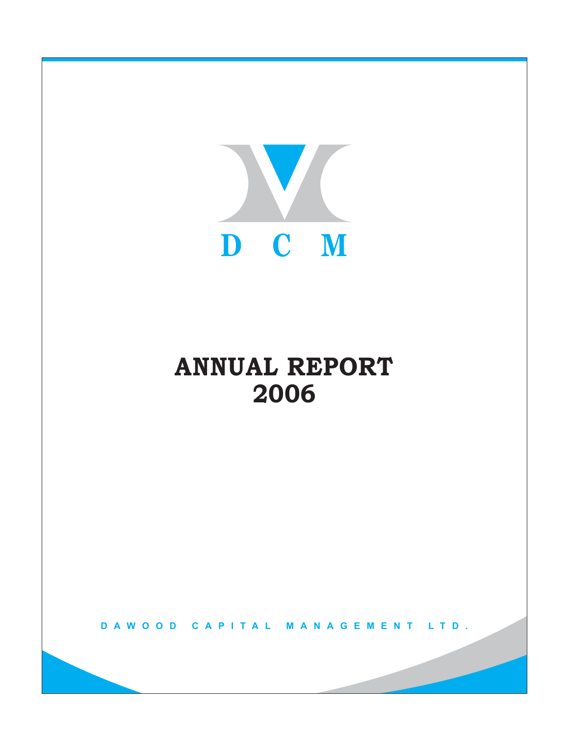D C M

# ANNUAL REPORT 2006

DAWOOD CAPITAL MANAGEMENT LTD.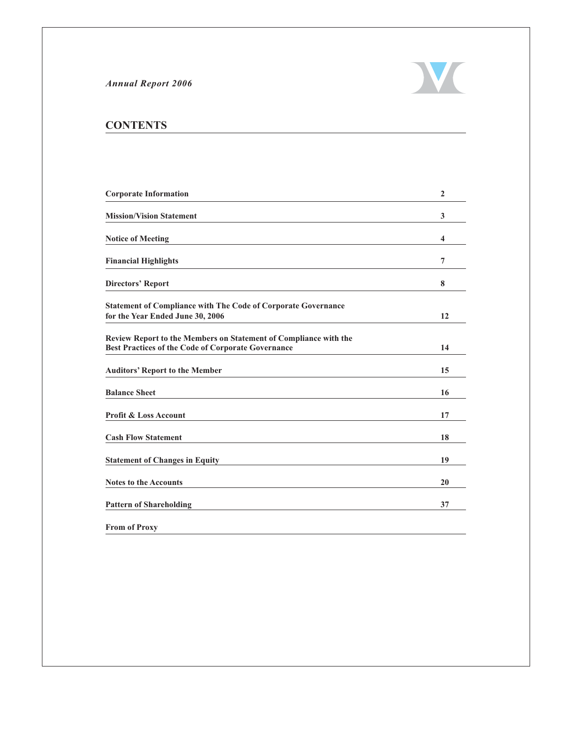*Annual Report 2006*

## CONTENTS

| | |
|---|---|
| **Corporate Information** | **2** |
| **Mission/Vision Statement** | **3** |
| **Notice of Meeting** | **4** |
| **Financial Highlights** | **7** |
| **Directors' Report** | **8** |
| **Statement of Compliance with The Code of Corporate Governance for the Year Ended June 30, 2006** | **12** |
| **Review Report to the Members on Statement of Compliance with the Best Practices of the Code of Corporate Governance** | **14** |
| **Auditors' Report to the Member** | **15** |
| **Balance Sheet** | **16** |
| **Profit & Loss Account** | **17** |
| **Cash Flow Statement** | **18** |
| **Statement of Changes in Equity** | **19** |
| **Notes to the Accounts** | **20** |
| **Pattern of Shareholding** | **37** |
| **From of Proxy** | |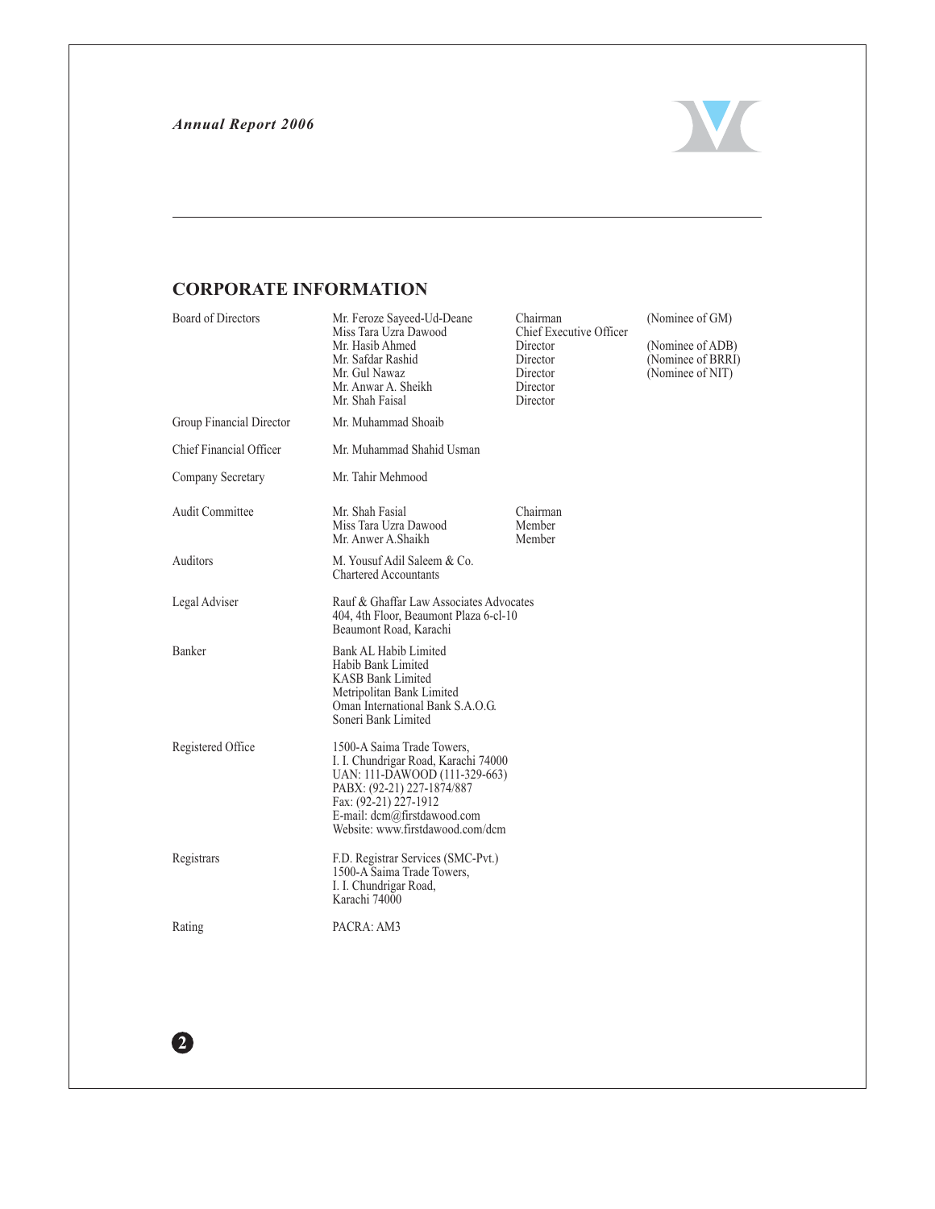## CORPORATE INFORMATION

| | | | |
|---|---|---|---|
| Board of Directors | Mr. Feroze Sayeed-Ud-Deane | Chairman | (Nominee of GM) |
| | Miss Tara Uzra Dawood | Chief Executive Officer | |
| | Mr. Hasib Ahmed | Director | (Nominee of ADB) |
| | Mr. Safdar Rashid | Director | (Nominee of BRRI) |
| | Mr. Gul Nawaz | Director | (Nominee of NIT) |
| | Mr. Anwar A. Sheikh | Director | |
| | Mr. Shah Faisal | Director | |
| Group Financial Director | Mr. Muhammad Shoaib | | |
| Chief Financial Officer | Mr. Muhammad Shahid Usman | | |
| Company Secretary | Mr. Tahir Mehmood | | |
| Audit Committee | Mr. Shah Fasial | Chairman | |
| | Miss Tara Uzra Dawood | Member | |
| | Mr. Anwer A.Shaikh | Member | |
| Auditors | M. Yousuf Adil Saleem & Co.<br>Chartered Accountants | | |
| Legal Adviser | Rauf & Ghaffar Law Associates Advocates<br>404, 4th Floor, Beaumont Plaza 6-cl-10<br>Beaumont Road, Karachi | | |
| Banker | Bank AL Habib Limited<br>Habib Bank Limited<br>KASB Bank Limited<br>Metripolitan Bank Limited<br>Oman International Bank S.A.O.G.<br>Soneri Bank Limited | | |
| Registered Office | 1500-A Saima Trade Towers,<br>I. I. Chundrigar Road, Karachi 74000<br>UAN: 111-DAWOOD (111-329-663)<br>PABX: (92-21) 227-1874/887<br>Fax: (92-21) 227-1912<br>E-mail: dcm@firstdawood.com<br>Website: www.firstdawood.com/dcm | | |
| Registrars | F.D. Registrar Services (SMC-Pvt.)<br>1500-A Saima Trade Towers,<br>I. I. Chundrigar Road,<br>Karachi 74000 | | |
| Rating | PACRA: AM3 | | |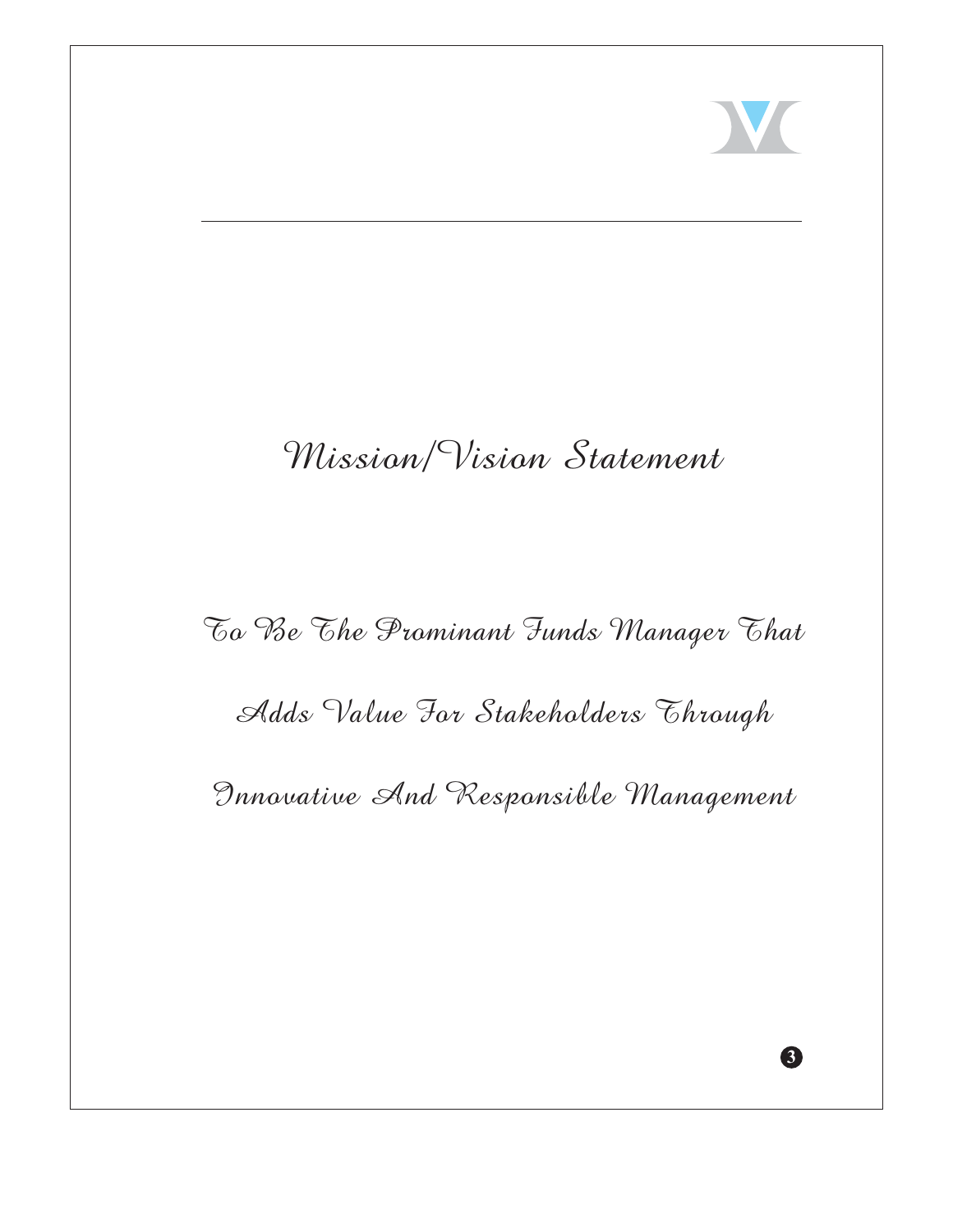# Mission/Vision Statement

To Be The Prominant Funds Manager That Adds Value For Stakeholders Through Innovative And Responsible Management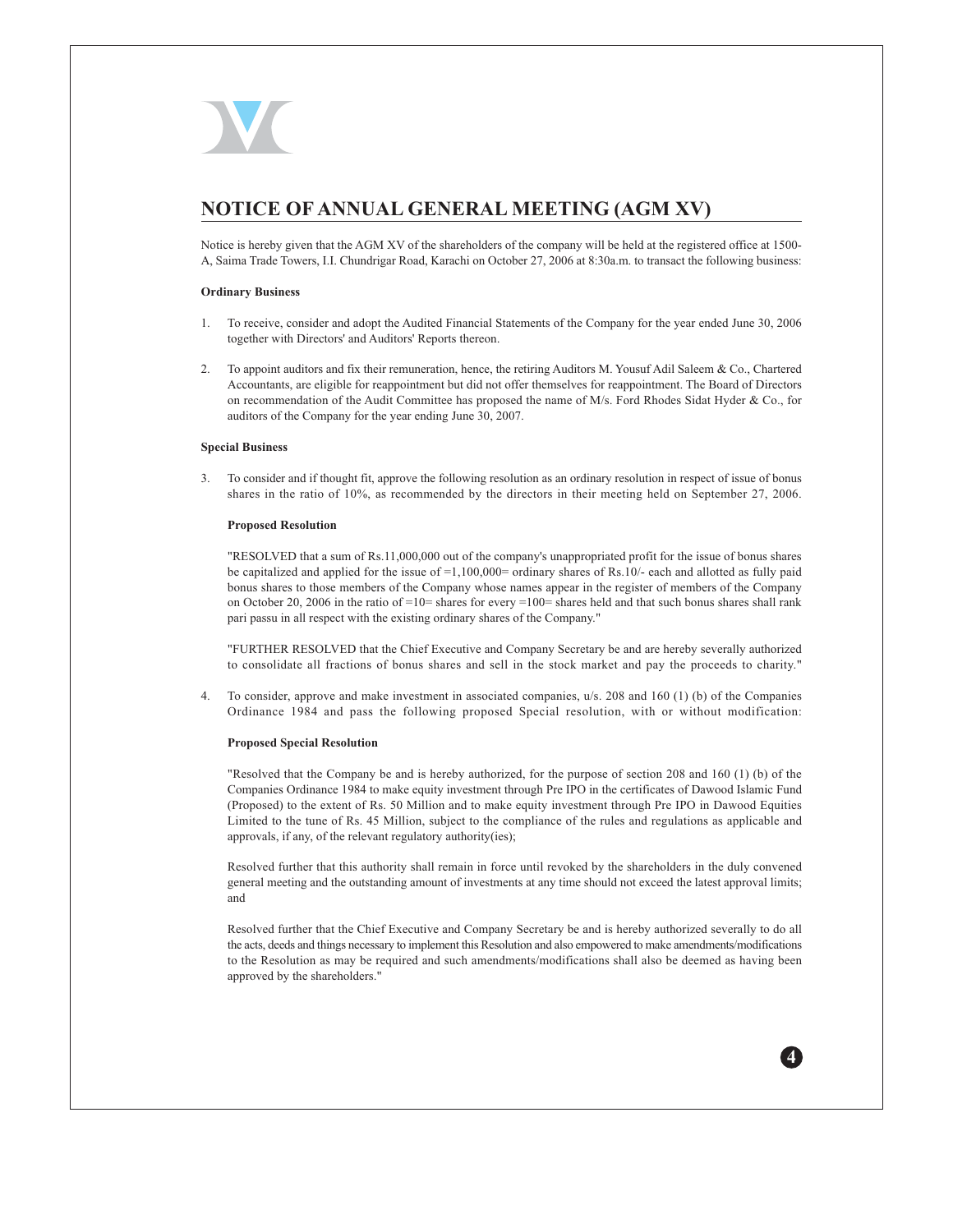## NOTICE OF ANNUAL GENERAL MEETING (AGM XV)

Notice is hereby given that the AGM XV of the shareholders of the company will be held at the registered office at 1500-A, Saima Trade Towers, I.I. Chundrigar Road, Karachi on October 27, 2006 at 8:30a.m. to transact the following business:

**Ordinary Business**

1. To receive, consider and adopt the Audited Financial Statements of the Company for the year ended June 30, 2006 together with Directors' and Auditors' Reports thereon.

2. To appoint auditors and fix their remuneration, hence, the retiring Auditors M. Yousuf Adil Saleem & Co., Chartered Accountants, are eligible for reappointment but did not offer themselves for reappointment. The Board of Directors on recommendation of the Audit Committee has proposed the name of M/s. Ford Rhodes Sidat Hyder & Co., for auditors of the Company for the year ending June 30, 2007.

**Special Business**

3. To consider and if thought fit, approve the following resolution as an ordinary resolution in respect of issue of bonus shares in the ratio of 10%, as recommended by the directors in their meeting held on September 27, 2006.

   **Proposed Resolution**

   "RESOLVED that a sum of Rs.11,000,000 out of the company's unappropriated profit for the issue of bonus shares be capitalized and applied for the issue of =1,100,000= ordinary shares of Rs.10/- each and allotted as fully paid bonus shares to those members of the Company whose names appear in the register of members of the Company on October 20, 2006 in the ratio of =10= shares for every =100= shares held and that such bonus shares shall rank pari passu in all respect with the existing ordinary shares of the Company."

   "FURTHER RESOLVED that the Chief Executive and Company Secretary be and are hereby severally authorized to consolidate all fractions of bonus shares and sell in the stock market and pay the proceeds to charity."

4. To consider, approve and make investment in associated companies, u/s. 208 and 160 (1) (b) of the Companies Ordinance 1984 and pass the following proposed Special resolution, with or without modification:

   **Proposed Special Resolution**

   "Resolved that the Company be and is hereby authorized, for the purpose of section 208 and 160 (1) (b) of the Companies Ordinance 1984 to make equity investment through Pre IPO in the certificates of Dawood Islamic Fund (Proposed) to the extent of Rs. 50 Million and to make equity investment through Pre IPO in Dawood Equities Limited to the tune of Rs. 45 Million, subject to the compliance of the rules and regulations as applicable and approvals, if any, of the relevant regulatory authority(ies);

   Resolved further that this authority shall remain in force until revoked by the shareholders in the duly convened general meeting and the outstanding amount of investments at any time should not exceed the latest approval limits; and

   Resolved further that the Chief Executive and Company Secretary be and is hereby authorized severally to do all the acts, deeds and things necessary to implement this Resolution and also empowered to make amendments/modifications to the Resolution as may be required and such amendments/modifications shall also be deemed as having been approved by the shareholders."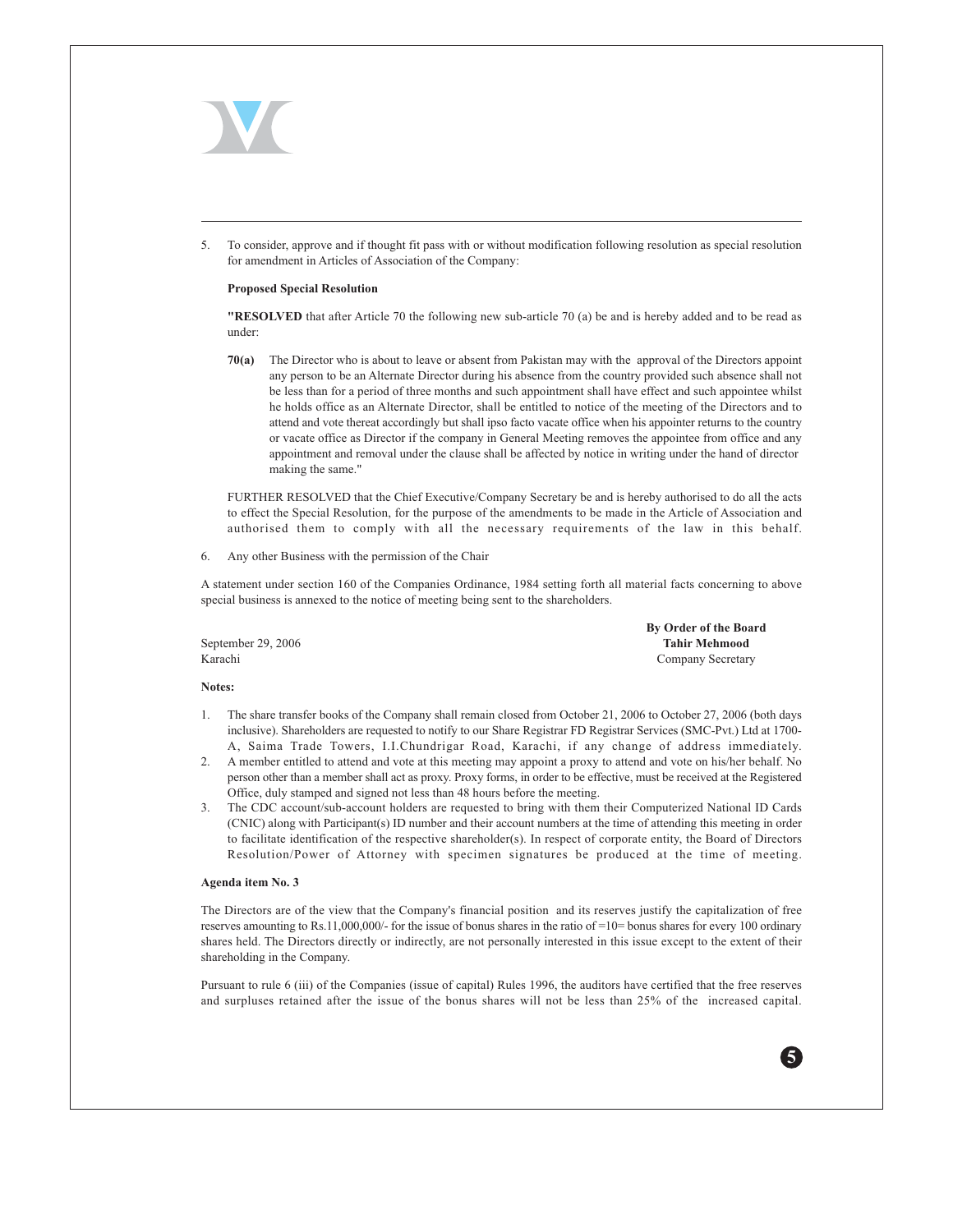5. To consider, approve and if thought fit pass with or without modification following resolution as special resolution for amendment in Articles of Association of the Company:

**Proposed Special Resolution**

**"RESOLVED** that after Article 70 the following new sub-article 70 (a) be and is hereby added and to be read as under:

**70(a)** The Director who is about to leave or absent from Pakistan may with the approval of the Directors appoint any person to be an Alternate Director during his absence from the country provided such absence shall not be less than for a period of three months and such appointment shall have effect and such appointee whilst he holds office as an Alternate Director, shall be entitled to notice of the meeting of the Directors and to attend and vote thereat accordingly but shall ipso facto vacate office when his appointer returns to the country or vacate office as Director if the company in General Meeting removes the appointee from office and any appointment and removal under the clause shall be affected by notice in writing under the hand of director making the same."

FURTHER RESOLVED that the Chief Executive/Company Secretary be and is hereby authorised to do all the acts to effect the Special Resolution, for the purpose of the amendments to be made in the Article of Association and authorised them to comply with all the necessary requirements of the law in this behalf.

6. Any other Business with the permission of the Chair

A statement under section 160 of the Companies Ordinance, 1984 setting forth all material facts concerning to above special business is annexed to the notice of meeting being sent to the shareholders.

**By Order of the Board**
**Tahir Mehmood**
Company Secretary

September 29, 2006
Karachi

**Notes:**

1. The share transfer books of the Company shall remain closed from October 21, 2006 to October 27, 2006 (both days inclusive). Shareholders are requested to notify to our Share Registrar FD Registrar Services (SMC-Pvt.) Ltd at 1700-A, Saima Trade Towers, I.I.Chundrigar Road, Karachi, if any change of address immediately.
2. A member entitled to attend and vote at this meeting may appoint a proxy to attend and vote on his/her behalf. No person other than a member shall act as proxy. Proxy forms, in order to be effective, must be received at the Registered Office, duly stamped and signed not less than 48 hours before the meeting.
3. The CDC account/sub-account holders are requested to bring with them their Computerized National ID Cards (CNIC) along with Participant(s) ID number and their account numbers at the time of attending this meeting in order to facilitate identification of the respective shareholder(s). In respect of corporate entity, the Board of Directors Resolution/Power of Attorney with specimen signatures be produced at the time of meeting.

**Agenda item No. 3**

The Directors are of the view that the Company's financial position and its reserves justify the capitalization of free reserves amounting to Rs.11,000,000/- for the issue of bonus shares in the ratio of =10= bonus shares for every 100 ordinary shares held. The Directors directly or indirectly, are not personally interested in this issue except to the extent of their shareholding in the Company.

Pursuant to rule 6 (iii) of the Companies (issue of capital) Rules 1996, the auditors have certified that the free reserves and surpluses retained after the issue of the bonus shares will not be less than 25% of the increased capital.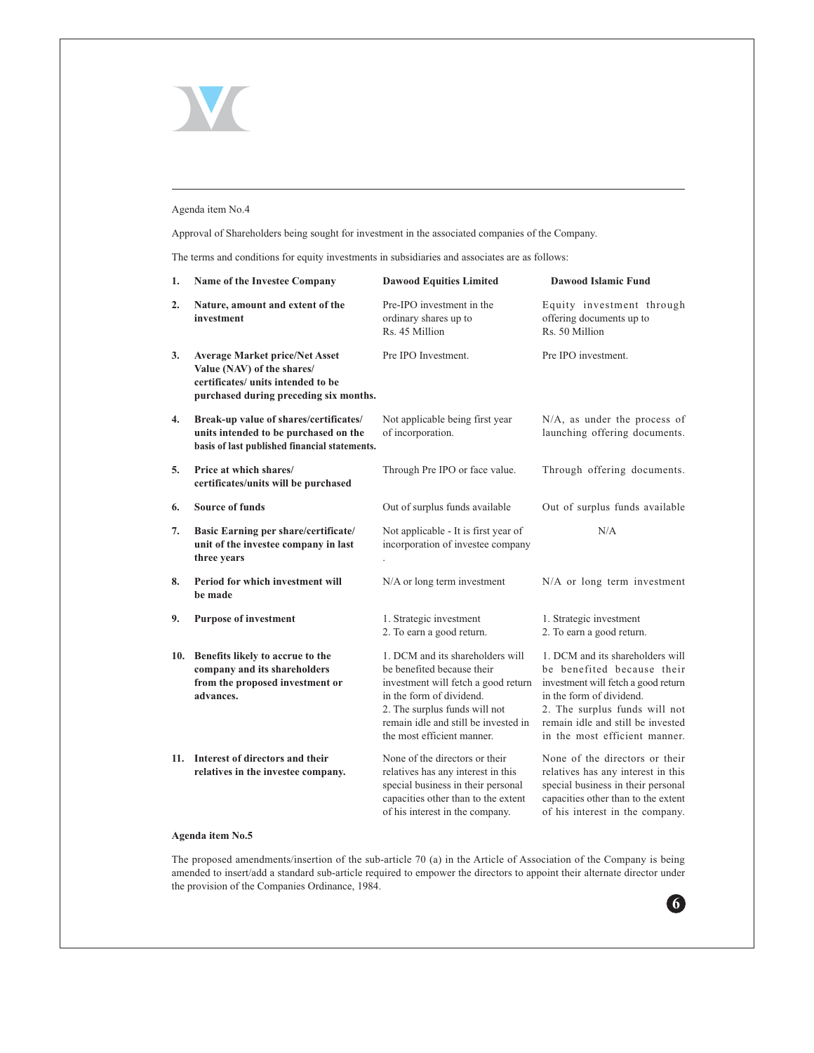Agenda item No.4

Approval of Shareholders being sought for investment in the associated companies of the Company.

The terms and conditions for equity investments in subsidiaries and associates are as follows:

| | | | |
|---|---|---|---|
| **1.** | **Name of the Investee Company** | **Dawood Equities Limited** | **Dawood Islamic Fund** |
| **2.** | **Nature, amount and extent of the investment** | Pre-IPO investment in the ordinary shares up to Rs. 45 Million | Equity investment through offering documents up to Rs. 50 Million |
| **3.** | **Average Market price/Net Asset Value (NAV) of the shares/ certificates/ units intended to be purchased during preceding six months.** | Pre IPO Investment. | Pre IPO investment. |
| **4.** | **Break-up value of shares/certificates/ units intended to be purchased on the basis of last published financial statements.** | Not applicable being first year of incorporation. | N/A, as under the process of launching offering documents. |
| **5.** | **Price at which shares/ certificates/units will be purchased** | Through Pre IPO or face value. | Through offering documents. |
| **6.** | **Source of funds** | Out of surplus funds available | Out of surplus funds available |
| **7.** | **Basic Earning per share/certificate/ unit of the investee company in last three years** | Not applicable - It is first year of incorporation of investee company . | N/A |
| **8.** | **Period for which investment will be made** | N/A or long term investment | N/A or long term investment |
| **9.** | **Purpose of investment** | 1. Strategic investment<br>2. To earn a good return. | 1. Strategic investment<br>2. To earn a good return. |
| **10.** | **Benefits likely to accrue to the company and its shareholders from the proposed investment or advances.** | 1. DCM and its shareholders will be benefited because their investment will fetch a good return in the form of dividend.<br>2. The surplus funds will not remain idle and still be invested in the most efficient manner. | 1. DCM and its shareholders will be benefited because their investment will fetch a good return in the form of dividend.<br>2. The surplus funds will not remain idle and still be invested in the most efficient manner. |
| **11.** | **Interest of directors and their relatives in the investee company.** | None of the directors or their relatives has any interest in this special business in their personal capacities other than to the extent of his interest in the company. | None of the directors or their relatives has any interest in this special business in their personal capacities other than to the extent of his interest in the company. |

**Agenda item No.5**

The proposed amendments/insertion of the sub-article 70 (a) in the Article of Association of the Company is being amended to insert/add a standard sub-article required to empower the directors to appoint their alternate director under the provision of the Companies Ordinance, 1984.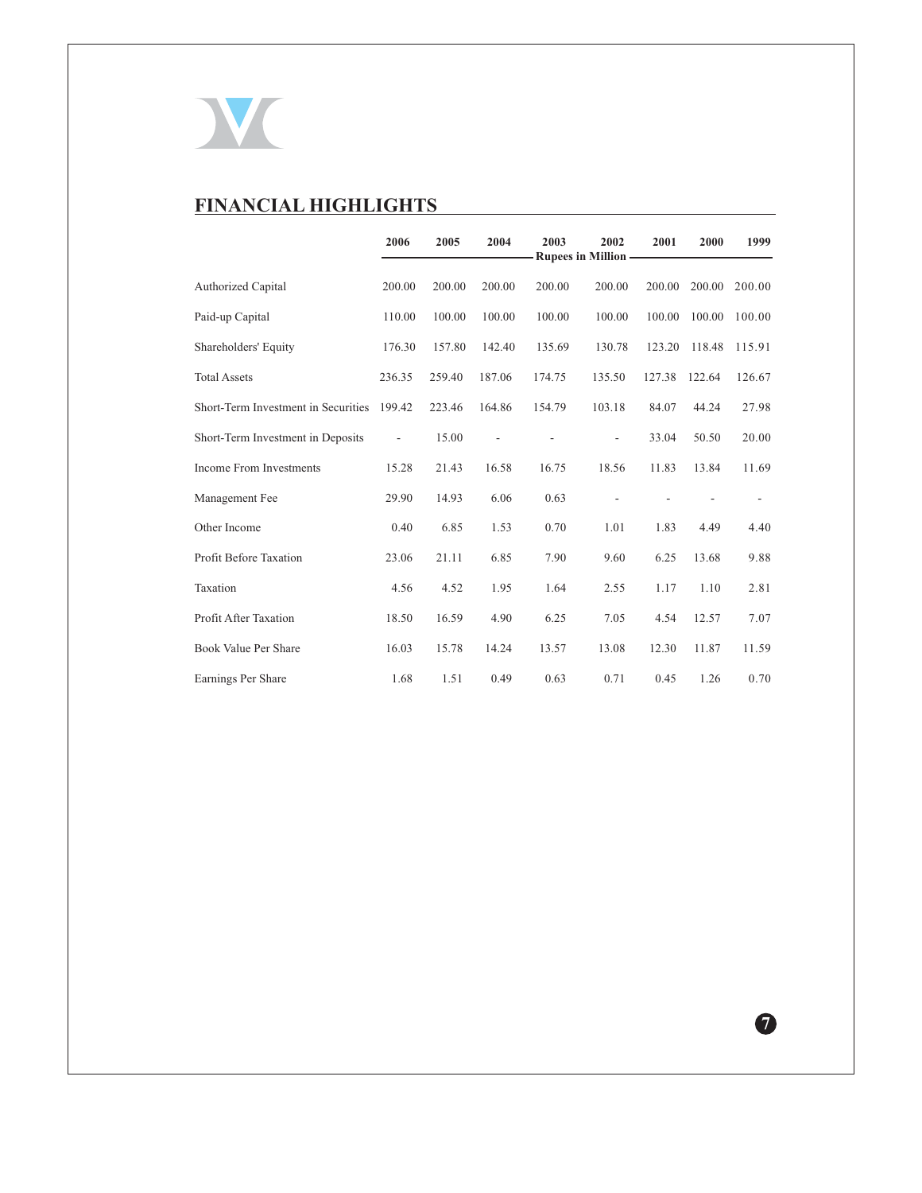## FINANCIAL HIGHLIGHTS

| | 2006 | 2005 | 2004 | 2003 | 2002 | 2001 | 2000 | 1999 |
|---|---|---|---|---|---|---|---|---|
| | Rupees in Million | | | | | | | |
| Authorized Capital | 200.00 | 200.00 | 200.00 | 200.00 | 200.00 | 200.00 | 200.00 | 200.00 |
| Paid-up Capital | 110.00 | 100.00 | 100.00 | 100.00 | 100.00 | 100.00 | 100.00 | 100.00 |
| Shareholders' Equity | 176.30 | 157.80 | 142.40 | 135.69 | 130.78 | 123.20 | 118.48 | 115.91 |
| Total Assets | 236.35 | 259.40 | 187.06 | 174.75 | 135.50 | 127.38 | 122.64 | 126.67 |
| Short-Term Investment in Securities | 199.42 | 223.46 | 164.86 | 154.79 | 103.18 | 84.07 | 44.24 | 27.98 |
| Short-Term Investment in Deposits | - | 15.00 | - | - | - | 33.04 | 50.50 | 20.00 |
| Income From Investments | 15.28 | 21.43 | 16.58 | 16.75 | 18.56 | 11.83 | 13.84 | 11.69 |
| Management Fee | 29.90 | 14.93 | 6.06 | 0.63 | - | - | - | - |
| Other Income | 0.40 | 6.85 | 1.53 | 0.70 | 1.01 | 1.83 | 4.49 | 4.40 |
| Profit Before Taxation | 23.06 | 21.11 | 6.85 | 7.90 | 9.60 | 6.25 | 13.68 | 9.88 |
| Taxation | 4.56 | 4.52 | 1.95 | 1.64 | 2.55 | 1.17 | 1.10 | 2.81 |
| Profit After Taxation | 18.50 | 16.59 | 4.90 | 6.25 | 7.05 | 4.54 | 12.57 | 7.07 |
| Book Value Per Share | 16.03 | 15.78 | 14.24 | 13.57 | 13.08 | 12.30 | 11.87 | 11.59 |
| Earnings Per Share | 1.68 | 1.51 | 0.49 | 0.63 | 0.71 | 0.45 | 1.26 | 0.70 |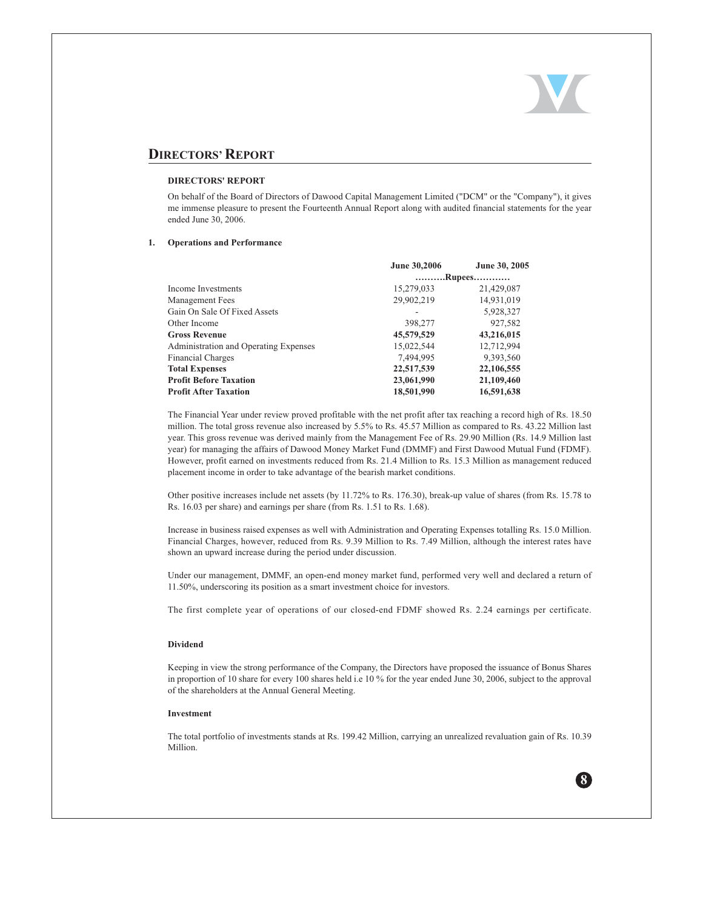## DIRECTORS' REPORT

### DIRECTORS' REPORT

On behalf of the Board of Directors of Dawood Capital Management Limited ("DCM" or the "Company"), it gives me immense pleasure to present the Fourteenth Annual Report along with audited financial statements for the year ended June 30, 2006.

### 1. Operations and Performance

| | June 30,2006 | June 30, 2005 |
|---|---|---|
| | ..........Rupees............ | |
| Income Investments | 15,279,033 | 21,429,087 |
| Management Fees | 29,902,219 | 14,931,019 |
| Gain On Sale Of Fixed Assets | - | 5,928,327 |
| Other Income | 398,277 | 927,582 |
| **Gross Revenue** | **45,579,529** | **43,216,015** |
| Administration and Operating Expenses | 15,022,544 | 12,712,994 |
| Financial Charges | 7,494,995 | 9,393,560 |
| **Total Expenses** | **22,517,539** | **22,106,555** |
| **Profit Before Taxation** | **23,061,990** | **21,109,460** |
| **Profit After Taxation** | **18,501,990** | **16,591,638** |

The Financial Year under review proved profitable with the net profit after tax reaching a record high of Rs. 18.50 million. The total gross revenue also increased by 5.5% to Rs. 45.57 Million as compared to Rs. 43.22 Million last year. This gross revenue was derived mainly from the Management Fee of Rs. 29.90 Million (Rs. 14.9 Million last year) for managing the affairs of Dawood Money Market Fund (DMMF) and First Dawood Mutual Fund (FDMF). However, profit earned on investments reduced from Rs. 21.4 Million to Rs. 15.3 Million as management reduced placement income in order to take advantage of the bearish market conditions.

Other positive increases include net assets (by 11.72% to Rs. 176.30), break-up value of shares (from Rs. 15.78 to Rs. 16.03 per share) and earnings per share (from Rs. 1.51 to Rs. 1.68).

Increase in business raised expenses as well with Administration and Operating Expenses totalling Rs. 15.0 Million. Financial Charges, however, reduced from Rs. 9.39 Million to Rs. 7.49 Million, although the interest rates have shown an upward increase during the period under discussion.

Under our management, DMMF, an open-end money market fund, performed very well and declared a return of 11.50%, underscoring its position as a smart investment choice for investors.

The first complete year of operations of our closed-end FDMF showed Rs. 2.24 earnings per certificate.

#### Dividend

Keeping in view the strong performance of the Company, the Directors have proposed the issuance of Bonus Shares in proportion of 10 share for every 100 shares held i.e 10 % for the year ended June 30, 2006, subject to the approval of the shareholders at the Annual General Meeting.

#### Investment

The total portfolio of investments stands at Rs. 199.42 Million, carrying an unrealized revaluation gain of Rs. 10.39 Million.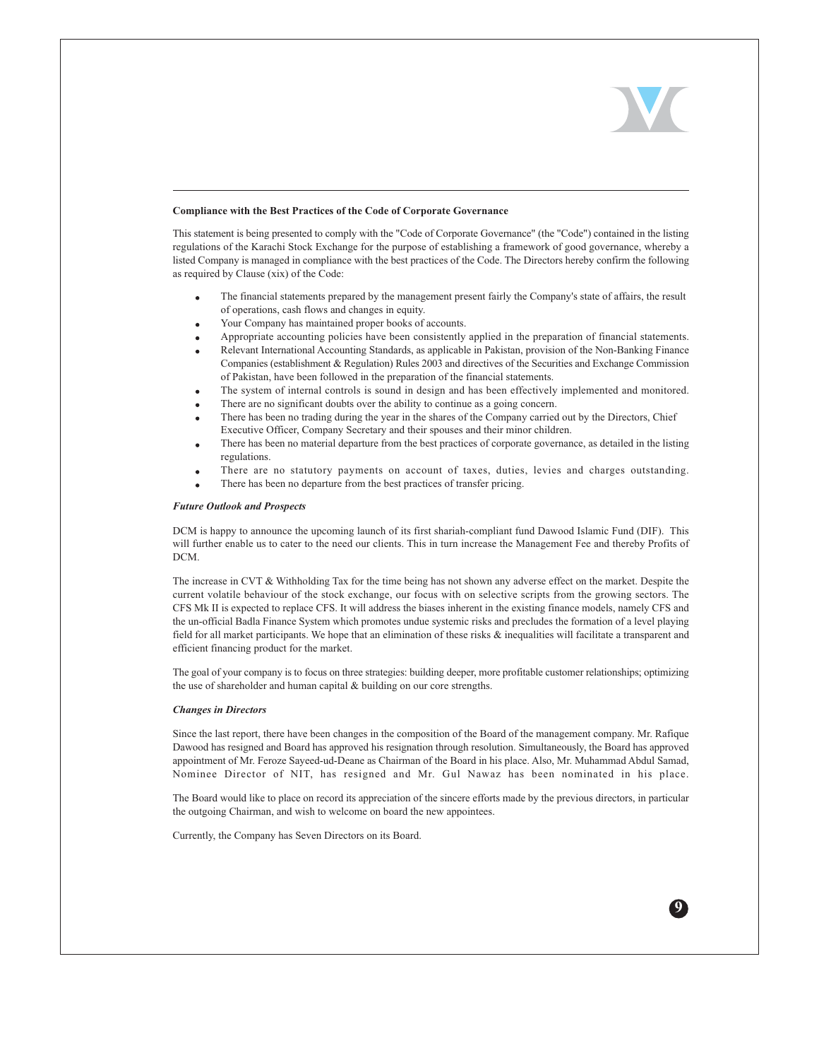**Compliance with the Best Practices of the Code of Corporate Governance**

This statement is being presented to comply with the "Code of Corporate Governance" (the "Code") contained in the listing regulations of the Karachi Stock Exchange for the purpose of establishing a framework of good governance, whereby a listed Company is managed in compliance with the best practices of the Code. The Directors hereby confirm the following as required by Clause (xix) of the Code:

- The financial statements prepared by the management present fairly the Company's state of affairs, the result of operations, cash flows and changes in equity.
- Your Company has maintained proper books of accounts.
- Appropriate accounting policies have been consistently applied in the preparation of financial statements.
- Relevant International Accounting Standards, as applicable in Pakistan, provision of the Non-Banking Finance Companies (establishment & Regulation) Rules 2003 and directives of the Securities and Exchange Commission of Pakistan, have been followed in the preparation of the financial statements.
- The system of internal controls is sound in design and has been effectively implemented and monitored.
- There are no significant doubts over the ability to continue as a going concern.
- There has been no trading during the year in the shares of the Company carried out by the Directors, Chief Executive Officer, Company Secretary and their spouses and their minor children.
- There has been no material departure from the best practices of corporate governance, as detailed in the listing regulations.
- There are no statutory payments on account of taxes, duties, levies and charges outstanding.
- There has been no departure from the best practices of transfer pricing.

***Future Outlook and Prospects***

DCM is happy to announce the upcoming launch of its first shariah-compliant fund Dawood Islamic Fund (DIF). This will further enable us to cater to the need our clients. This in turn increase the Management Fee and thereby Profits of DCM.

The increase in CVT & Withholding Tax for the time being has not shown any adverse effect on the market. Despite the current volatile behaviour of the stock exchange, our focus with on selective scripts from the growing sectors. The CFS Mk II is expected to replace CFS. It will address the biases inherent in the existing finance models, namely CFS and the un-official Badla Finance System which promotes undue systemic risks and precludes the formation of a level playing field for all market participants. We hope that an elimination of these risks & inequalities will facilitate a transparent and efficient financing product for the market.

The goal of your company is to focus on three strategies: building deeper, more profitable customer relationships; optimizing the use of shareholder and human capital & building on our core strengths.

***Changes in Directors***

Since the last report, there have been changes in the composition of the Board of the management company. Mr. Rafique Dawood has resigned and Board has approved his resignation through resolution. Simultaneously, the Board has approved appointment of Mr. Feroze Sayeed-ud-Deane as Chairman of the Board in his place. Also, Mr. Muhammad Abdul Samad, Nominee Director of NIT, has resigned and Mr. Gul Nawaz has been nominated in his place.

The Board would like to place on record its appreciation of the sincere efforts made by the previous directors, in particular the outgoing Chairman, and wish to welcome on board the new appointees.

Currently, the Company has Seven Directors on its Board.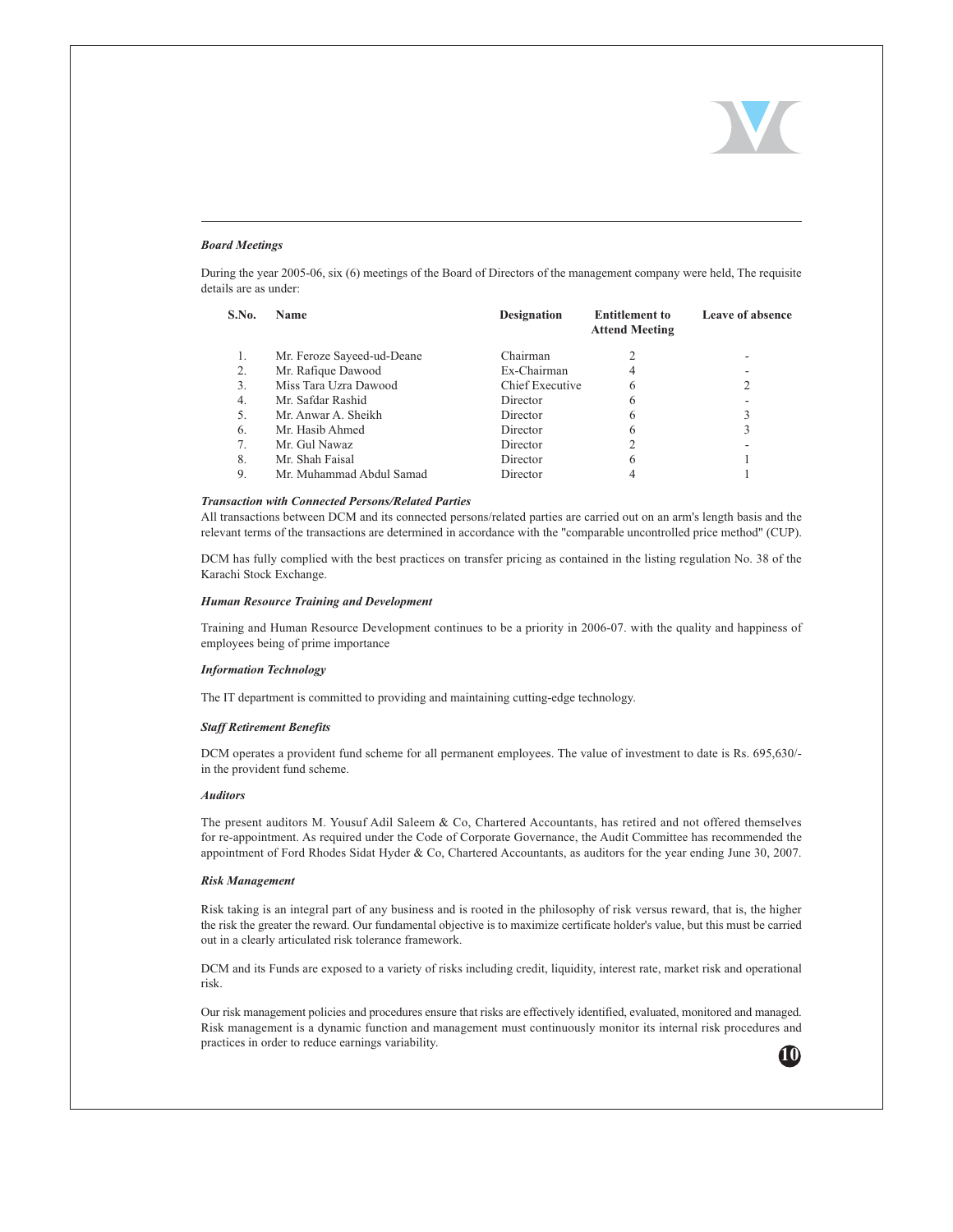### *Board Meetings*

During the year 2005-06, six (6) meetings of the Board of Directors of the management company were held, The requisite details are as under:

| S.No. | Name | Designation | Entitlement to Attend Meeting | Leave of absence |
|---|---|---|---|---|
| 1. | Mr. Feroze Sayeed-ud-Deane | Chairman | 2 | - |
| 2. | Mr. Rafique Dawood | Ex-Chairman | 4 | - |
| 3. | Miss Tara Uzra Dawood | Chief Executive | 6 | 2 |
| 4. | Mr. Safdar Rashid | Director | 6 | - |
| 5. | Mr. Anwar A. Sheikh | Director | 6 | 3 |
| 6. | Mr. Hasib Ahmed | Director | 6 | 3 |
| 7. | Mr. Gul Nawaz | Director | 2 | - |
| 8. | Mr. Shah Faisal | Director | 6 | 1 |
| 9. | Mr. Muhammad Abdul Samad | Director | 4 | 1 |

### *Transaction with Connected Persons/Related Parties*

All transactions between DCM and its connected persons/related parties are carried out on an arm's length basis and the relevant terms of the transactions are determined in accordance with the "comparable uncontrolled price method" (CUP).

DCM has fully complied with the best practices on transfer pricing as contained in the listing regulation No. 38 of the Karachi Stock Exchange.

### *Human Resource Training and Development*

Training and Human Resource Development continues to be a priority in 2006-07. with the quality and happiness of employees being of prime importance

### *Information Technology*

The IT department is committed to providing and maintaining cutting-edge technology.

### *Staff Retirement Benefits*

DCM operates a provident fund scheme for all permanent employees. The value of investment to date is Rs. 695,630/- in the provident fund scheme.

### *Auditors*

The present auditors M. Yousuf Adil Saleem & Co, Chartered Accountants, has retired and not offered themselves for re-appointment. As required under the Code of Corporate Governance, the Audit Committee has recommended the appointment of Ford Rhodes Sidat Hyder & Co, Chartered Accountants, as auditors for the year ending June 30, 2007.

### *Risk Management*

Risk taking is an integral part of any business and is rooted in the philosophy of risk versus reward, that is, the higher the risk the greater the reward. Our fundamental objective is to maximize certificate holder's value, but this must be carried out in a clearly articulated risk tolerance framework.

DCM and its Funds are exposed to a variety of risks including credit, liquidity, interest rate, market risk and operational risk.

Our risk management policies and procedures ensure that risks are effectively identified, evaluated, monitored and managed. Risk management is a dynamic function and management must continuously monitor its internal risk procedures and practices in order to reduce earnings variability.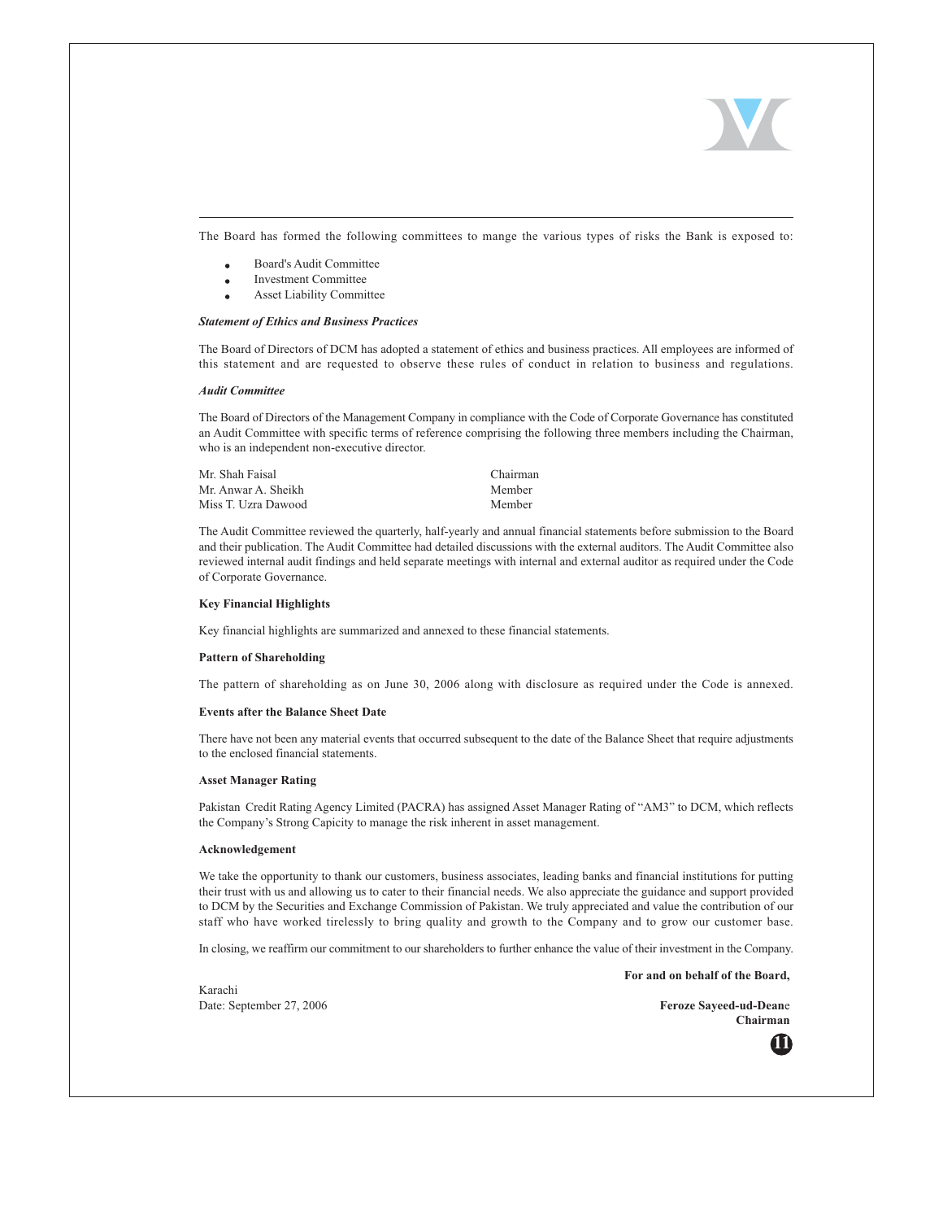The Board has formed the following committees to mange the various types of risks the Bank is exposed to:

- Board's Audit Committee
- Investment Committee
- Asset Liability Committee

***Statement of Ethics and Business Practices***

The Board of Directors of DCM has adopted a statement of ethics and business practices. All employees are informed of this statement and are requested to observe these rules of conduct in relation to business and regulations.

***Audit Committee***

The Board of Directors of the Management Company in compliance with the Code of Corporate Governance has constituted an Audit Committee with specific terms of reference comprising the following three members including the Chairman, who is an independent non-executive director.

| | |
|---|---|
| Mr. Shah Faisal | Chairman |
| Mr. Anwar A. Sheikh | Member |
| Miss T. Uzra Dawood | Member |

The Audit Committee reviewed the quarterly, half-yearly and annual financial statements before submission to the Board and their publication. The Audit Committee had detailed discussions with the external auditors. The Audit Committee also reviewed internal audit findings and held separate meetings with internal and external auditor as required under the Code of Corporate Governance.

**Key Financial Highlights**

Key financial highlights are summarized and annexed to these financial statements.

**Pattern of Shareholding**

The pattern of shareholding as on June 30, 2006 along with disclosure as required under the Code is annexed.

**Events after the Balance Sheet Date**

There have not been any material events that occurred subsequent to the date of the Balance Sheet that require adjustments to the enclosed financial statements.

**Asset Manager Rating**

Pakistan Credit Rating Agency Limited (PACRA) has assigned Asset Manager Rating of "AM3" to DCM, which reflects the Company's Strong Capicity to manage the risk inherent in asset management.

**Acknowledgement**

We take the opportunity to thank our customers, business associates, leading banks and financial institutions for putting their trust with us and allowing us to cater to their financial needs. We also appreciate the guidance and support provided to DCM by the Securities and Exchange Commission of Pakistan. We truly appreciated and value the contribution of our staff who have worked tirelessly to bring quality and growth to the Company and to grow our customer base.

In closing, we reaffirm our commitment to our shareholders to further enhance the value of their investment in the Company.

**For and on behalf of the Board,**

Karachi
Date: September 27, 2006

**Feroze Sayeed-ud-Deane**
**Chairman**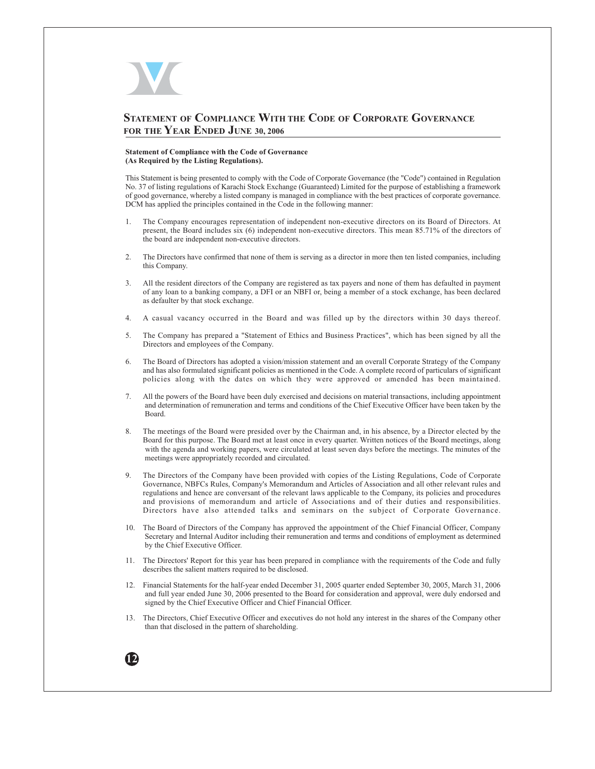## Statement of Compliance With the Code of Corporate Governance for the Year Ended June 30, 2006

**Statement of Compliance with the Code of Governance**
**(As Required by the Listing Regulations).**

This Statement is being presented to comply with the Code of Corporate Governance (the "Code") contained in Regulation No. 37 of listing regulations of Karachi Stock Exchange (Guaranteed) Limited for the purpose of establishing a framework of good governance, whereby a listed company is managed in compliance with the best practices of corporate governance. DCM has applied the principles contained in the Code in the following manner:

1. The Company encourages representation of independent non-executive directors on its Board of Directors. At present, the Board includes six (6) independent non-executive directors. This mean 85.71% of the directors of the board are independent non-executive directors.

2. The Directors have confirmed that none of them is serving as a director in more then ten listed companies, including this Company.

3. All the resident directors of the Company are registered as tax payers and none of them has defaulted in payment of any loan to a banking company, a DFI or an NBFI or, being a member of a stock exchange, has been declared as defaulter by that stock exchange.

4. A casual vacancy occurred in the Board and was filled up by the directors within 30 days thereof.

5. The Company has prepared a "Statement of Ethics and Business Practices", which has been signed by all the Directors and employees of the Company.

6. The Board of Directors has adopted a vision/mission statement and an overall Corporate Strategy of the Company and has also formulated significant policies as mentioned in the Code. A complete record of particulars of significant policies along with the dates on which they were approved or amended has been maintained.

7. All the powers of the Board have been duly exercised and decisions on material transactions, including appointment and determination of remuneration and terms and conditions of the Chief Executive Officer have been taken by the Board.

8. The meetings of the Board were presided over by the Chairman and, in his absence, by a Director elected by the Board for this purpose. The Board met at least once in every quarter. Written notices of the Board meetings, along with the agenda and working papers, were circulated at least seven days before the meetings. The minutes of the meetings were appropriately recorded and circulated.

9. The Directors of the Company have been provided with copies of the Listing Regulations, Code of Corporate Governance, NBFCs Rules, Company's Memorandum and Articles of Association and all other relevant rules and regulations and hence are conversant of the relevant laws applicable to the Company, its policies and procedures and provisions of memorandum and article of Associations and of their duties and responsibilities. Directors have also attended talks and seminars on the subject of Corporate Governance.

10. The Board of Directors of the Company has approved the appointment of the Chief Financial Officer, Company Secretary and Internal Auditor including their remuneration and terms and conditions of employment as determined by the Chief Executive Officer.

11. The Directors' Report for this year has been prepared in compliance with the requirements of the Code and fully describes the salient matters required to be disclosed.

12. Financial Statements for the half-year ended December 31, 2005 quarter ended September 30, 2005, March 31, 2006 and full year ended June 30, 2006 presented to the Board for consideration and approval, were duly endorsed and signed by the Chief Executive Officer and Chief Financial Officer.

13. The Directors, Chief Executive Officer and executives do not hold any interest in the shares of the Company other than that disclosed in the pattern of shareholding.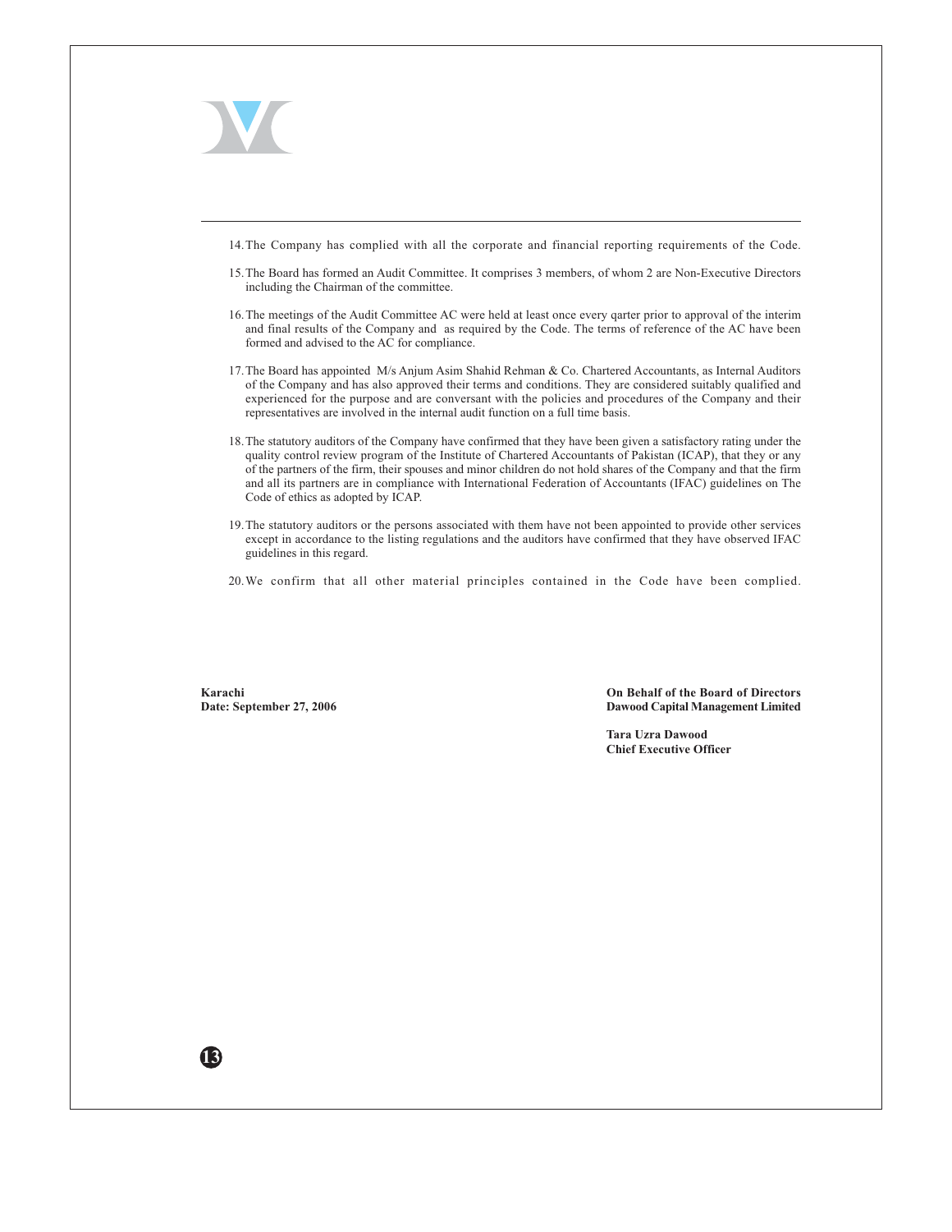14. The Company has complied with all the corporate and financial reporting requirements of the Code.

15. The Board has formed an Audit Committee. It comprises 3 members, of whom 2 are Non-Executive Directors including the Chairman of the committee.

16. The meetings of the Audit Committee AC were held at least once every qarter prior to approval of the interim and final results of the Company and as required by the Code. The terms of reference of the AC have been formed and advised to the AC for compliance.

17. The Board has appointed M/s Anjum Asim Shahid Rehman & Co. Chartered Accountants, as Internal Auditors of the Company and has also approved their terms and conditions. They are considered suitably qualified and experienced for the purpose and are conversant with the policies and procedures of the Company and their representatives are involved in the internal audit function on a full time basis.

18. The statutory auditors of the Company have confirmed that they have been given a satisfactory rating under the quality control review program of the Institute of Chartered Accountants of Pakistan (ICAP), that they or any of the partners of the firm, their spouses and minor children do not hold shares of the Company and that the firm and all its partners are in compliance with International Federation of Accountants (IFAC) guidelines on The Code of ethics as adopted by ICAP.

19. The statutory auditors or the persons associated with them have not been appointed to provide other services except in accordance to the listing regulations and the auditors have confirmed that they have observed IFAC guidelines in this regard.

20. We confirm that all other material principles contained in the Code have been complied.

**Karachi**
**Date: September 27, 2006**

**On Behalf of the Board of Directors**
**Dawood Capital Management Limited**

**Tara Uzra Dawood**
**Chief Executive Officer**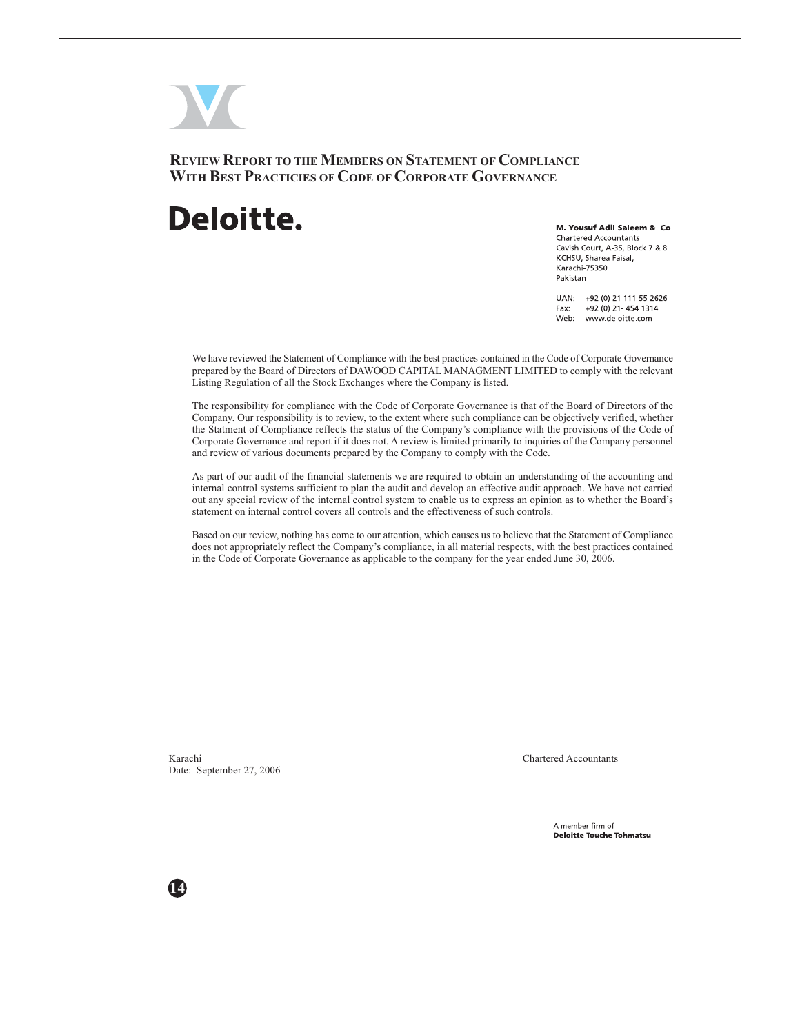# Review Report to the Members on Statement of Compliance With Best Practicies of Code of Corporate Governance

**Deloitte.**

**M. Yousuf Adil Saleem & Co**
Chartered Accountants
Cavish Court, A-35, Block 7 & 8
KCHSU, Sharea Faisal,
Karachi-75350
Pakistan

UAN: +92 (0) 21 111-55-2626
Fax: +92 (0) 21- 454 1314
Web: www.deloitte.com

We have reviewed the Statement of Compliance with the best practices contained in the Code of Corporate Governance prepared by the Board of Directors of DAWOOD CAPITAL MANAGMENT LIMITED to comply with the relevant Listing Regulation of all the Stock Exchanges where the Company is listed.

The responsibility for compliance with the Code of Corporate Governance is that of the Board of Directors of the Company. Our responsibility is to review, to the extent where such compliance can be objectively verified, whether the Statment of Compliance reflects the status of the Company's compliance with the provisions of the Code of Corporate Governance and report if it does not. A review is limited primarily to inquiries of the Company personnel and review of various documents prepared by the Company to comply with the Code.

As part of our audit of the financial statements we are required to obtain an understanding of the accounting and internal control systems sufficient to plan the audit and develop an effective audit approach. We have not carried out any special review of the internal control system to enable us to express an opinion as to whether the Board's statement on internal control covers all controls and the effectiveness of such controls.

Based on our review, nothing has come to our attention, which causes us to believe that the Statement of Compliance does not appropriately reflect the Company's compliance, in all material respects, with the best practices contained in the Code of Corporate Governance as applicable to the company for the year ended June 30, 2006.

Karachi
Date: September 27, 2006

Chartered Accountants

A member firm of
**Deloitte Touche Tohmatsu**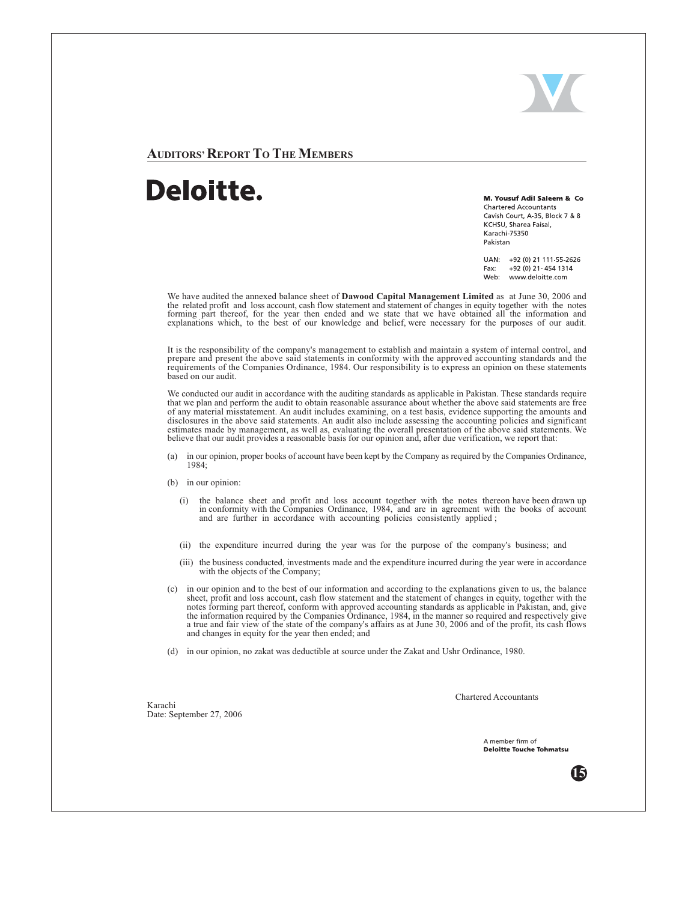## AUDITORS' REPORT TO THE MEMBERS

**Deloitte.**

**M. Yousuf Adil Saleem & Co**
Chartered Accountants
Cavish Court, A-35, Block 7 & 8
KCHSU, Sharea Faisal,
Karachi-75350
Pakistan

UAN: +92 (0) 21 111-55-2626
Fax: +92 (0) 21- 454 1314
Web: www.deloitte.com

We have audited the annexed balance sheet of **Dawood Capital Management Limited** as at June 30, 2006 and the related profit and loss account, cash flow statement and statement of changes in equity together with the notes forming part thereof, for the year then ended and we state that we have obtained all the information and explanations which, to the best of our knowledge and belief, were necessary for the purposes of our audit.

It is the responsibility of the company's management to establish and maintain a system of internal control, and prepare and present the above said statements in conformity with the approved accounting standards and the requirements of the Companies Ordinance, 1984. Our responsibility is to express an opinion on these statements based on our audit.

We conducted our audit in accordance with the auditing standards as applicable in Pakistan. These standards require that we plan and perform the audit to obtain reasonable assurance about whether the above said statements are free of any material misstatement. An audit includes examining, on a test basis, evidence supporting the amounts and disclosures in the above said statements. An audit also include assessing the accounting policies and significant estimates made by management, as well as, evaluating the overall presentation of the above said statements. We believe that our audit provides a reasonable basis for our opinion and, after due verification, we report that:

(a) in our opinion, proper books of account have been kept by the Company as required by the Companies Ordinance, 1984;

(b) in our opinion:

   (i) the balance sheet and profit and loss account together with the notes thereon have been drawn up in conformity with the Companies Ordinance, 1984, and are in agreement with the books of account and are further in accordance with accounting policies consistently applied ;

   (ii) the expenditure incurred during the year was for the purpose of the company's business; and

   (iii) the business conducted, investments made and the expenditure incurred during the year were in accordance with the objects of the Company;

(c) in our opinion and to the best of our information and according to the explanations given to us, the balance sheet, profit and loss account, cash flow statement and the statement of changes in equity, together with the notes forming part thereof, conform with approved accounting standards as applicable in Pakistan, and, give the information required by the Companies Ordinance, 1984, in the manner so required and respectively give a true and fair view of the state of the company's affairs as at June 30, 2006 and of the profit, its cash flows and changes in equity for the year then ended; and

(d) in our opinion, no zakat was deductible at source under the Zakat and Ushr Ordinance, 1980.

Chartered Accountants

Karachi
Date: September 27, 2006

A member firm of
**Deloitte Touche Tohmatsu**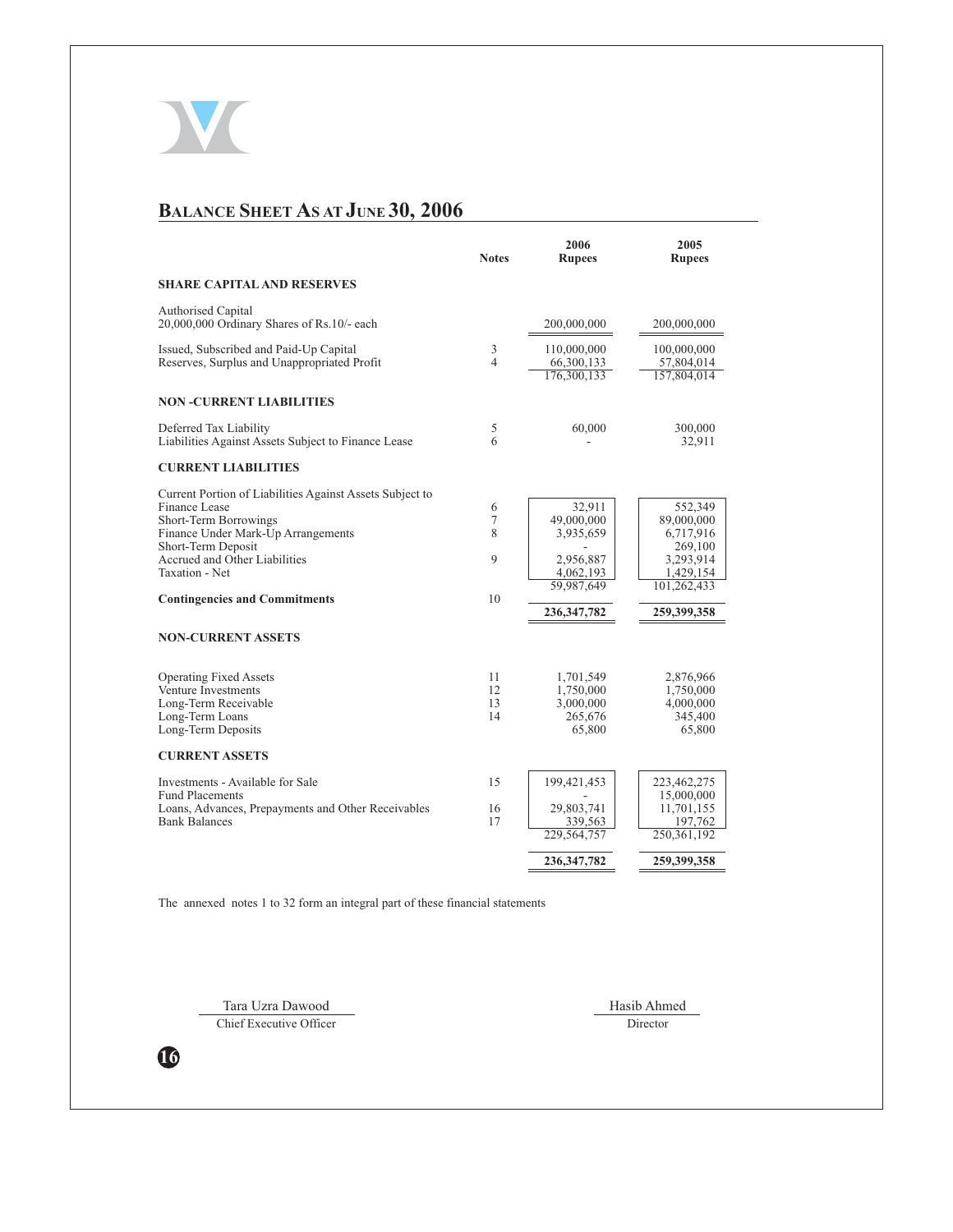## BALANCE SHEET AS AT JUNE 30, 2006

| | Notes | 2006 Rupees | 2005 Rupees |
|---|---|---|---|
| **SHARE CAPITAL AND RESERVES** | | | |
| Authorised Capital | | | |
| 20,000,000 Ordinary Shares of Rs.10/- each | | 200,000,000 | 200,000,000 |
| Issued, Subscribed and Paid-Up Capital | 3 | 110,000,000 | 100,000,000 |
| Reserves, Surplus and Unappropriated Profit | 4 | 66,300,133 | 57,804,014 |
| | | 176,300,133 | 157,804,014 |
| **NON -CURRENT LIABILITIES** | | | |
| Deferred Tax Liability | 5 | 60,000 | 300,000 |
| Liabilities Against Assets Subject to Finance Lease | 6 | - | 32,911 |
| **CURRENT LIABILITIES** | | | |
| Current Portion of Liabilities Against Assets Subject to Finance Lease | 6 | 32,911 | 552,349 |
| Short-Term Borrowings | 7 | 49,000,000 | 89,000,000 |
| Finance Under Mark-Up Arrangements | 8 | 3,935,659 | 6,717,916 |
| Short-Term Deposit | | - | 269,100 |
| Accrued and Other Liabilities | 9 | 2,956,887 | 3,293,914 |
| Taxation - Net | | 4,062,193 | 1,429,154 |
| | | 59,987,649 | 101,262,433 |
| **Contingencies and Commitments** | 10 | | |
| | | **236,347,782** | **259,399,358** |
| **NON-CURRENT ASSETS** | | | |
| Operating Fixed Assets | 11 | 1,701,549 | 2,876,966 |
| Venture Investments | 12 | 1,750,000 | 1,750,000 |
| Long-Term Receivable | 13 | 3,000,000 | 4,000,000 |
| Long-Term Loans | 14 | 265,676 | 345,400 |
| Long-Term Deposits | | 65,800 | 65,800 |
| **CURRENT ASSETS** | | | |
| Investments - Available for Sale | 15 | 199,421,453 | 223,462,275 |
| Fund Placements | | - | 15,000,000 |
| Loans, Advances, Prepayments and Other Receivables | 16 | 29,803,741 | 11,701,155 |
| Bank Balances | 17 | 339,563 | 197,762 |
| | | 229,564,757 | 250,361,192 |
| | | **236,347,782** | **259,399,358** |

The annexed notes 1 to 32 form an integral part of these financial statements

Tara Uzra Dawood
Chief Executive Officer

Hasib Ahmed
Director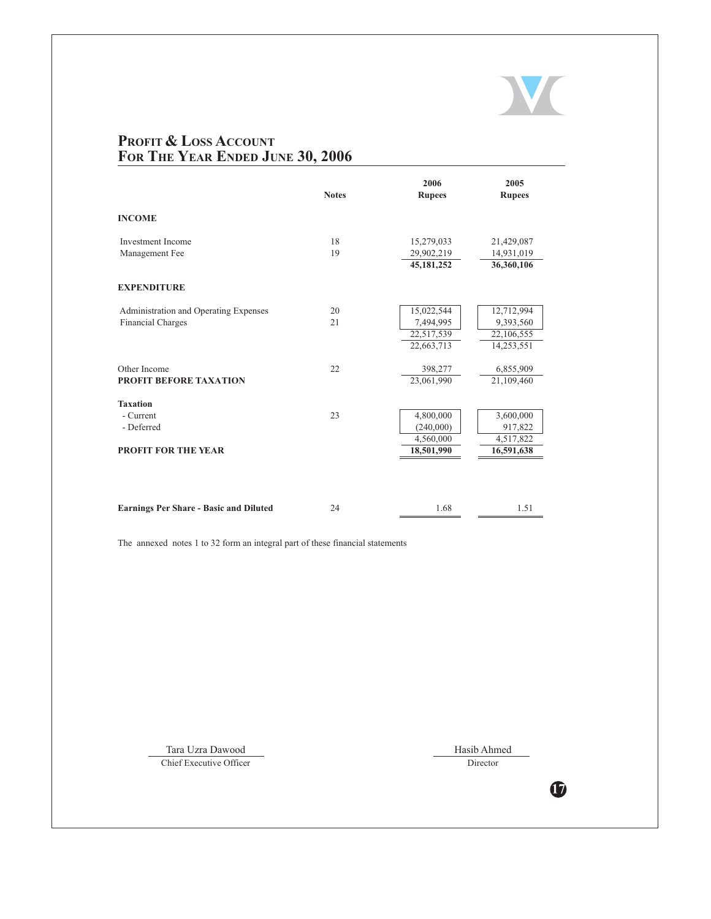# Profit & Loss Account
## For The Year Ended June 30, 2006

| | Notes | 2006 Rupees | 2005 Rupees |
|---|---|---|---|
| **INCOME** | | | |
| Investment Income | 18 | 15,279,033 | 21,429,087 |
| Management Fee | 19 | 29,902,219 | 14,931,019 |
| | | **45,181,252** | **36,360,106** |
| **EXPENDITURE** | | | |
| Administration and Operating Expenses | 20 | 15,022,544 | 12,712,994 |
| Financial Charges | 21 | 7,494,995 | 9,393,560 |
| | | 22,517,539 | 22,106,555 |
| | | 22,663,713 | 14,253,551 |
| Other Income | 22 | 398,277 | 6,855,909 |
| **PROFIT BEFORE TAXATION** | | 23,061,990 | 21,109,460 |
| **Taxation** | | | |
| - Current | 23 | 4,800,000 | 3,600,000 |
| - Deferred | | (240,000) | 917,822 |
| | | 4,560,000 | 4,517,822 |
| **PROFIT FOR THE YEAR** | | **18,501,990** | **16,591,638** |
| **Earnings Per Share - Basic and Diluted** | 24 | 1.68 | 1.51 |

The annexed notes 1 to 32 form an integral part of these financial statements

Tara Uzra Dawood
Chief Executive Officer

Hasib Ahmed
Director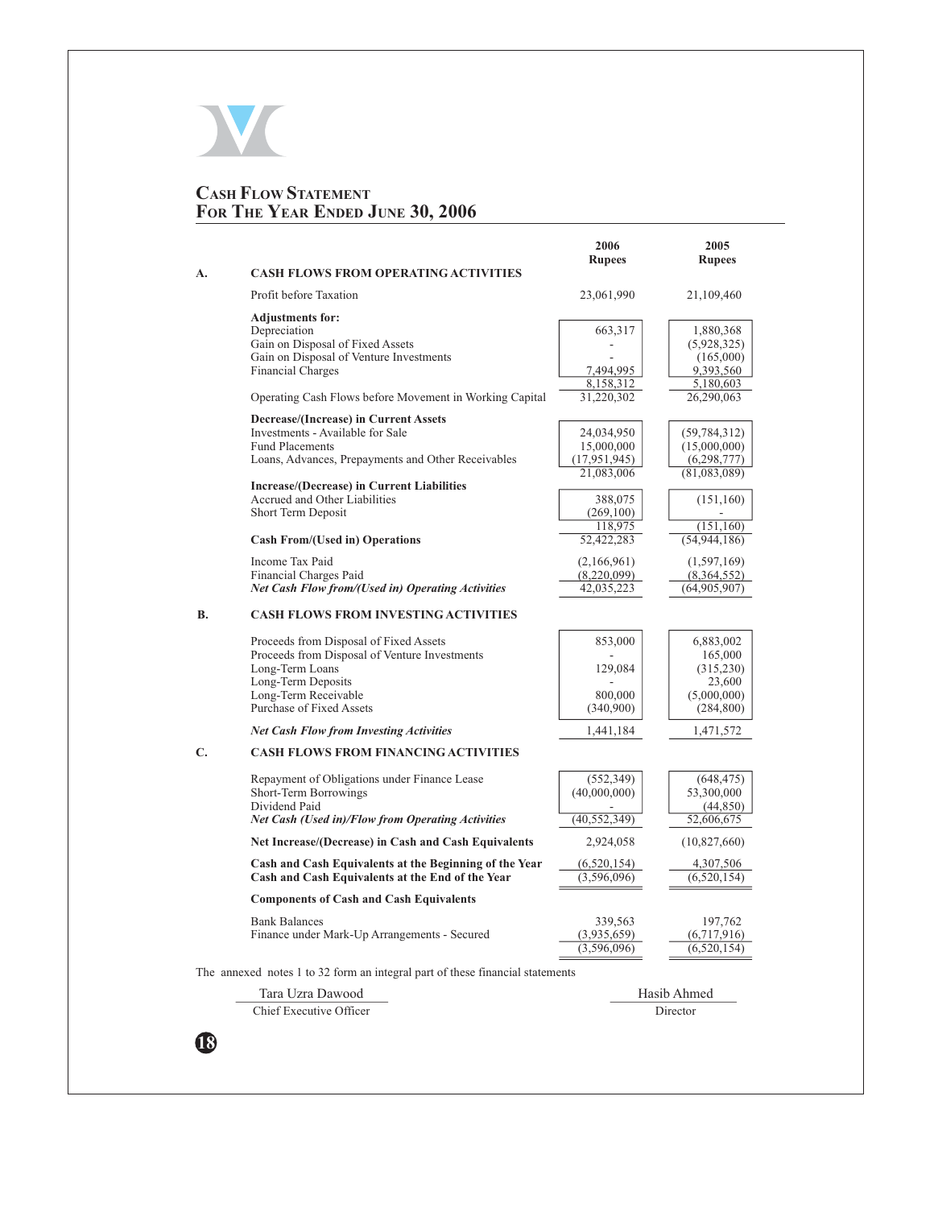# Cash Flow Statement
## For The Year Ended June 30, 2006

| | | 2006 Rupees | 2005 Rupees |
|---|---|---|---|
| **A.** | **CASH FLOWS FROM OPERATING ACTIVITIES** | | |
| | Profit before Taxation | 23,061,990 | 21,109,460 |
| | **Adjustments for:** | | |
| | Depreciation | 663,317 | 1,880,368 |
| | Gain on Disposal of Fixed Assets | - | (5,928,325) |
| | Gain on Disposal of Venture Investments | - | (165,000) |
| | Financial Charges | 7,494,995 | 9,393,560 |
| | | 8,158,312 | 5,180,603 |
| | Operating Cash Flows before Movement in Working Capital | 31,220,302 | 26,290,063 |
| | **Decrease/(Increase) in Current Assets** | | |
| | Investments - Available for Sale | 24,034,950 | (59,784,312) |
| | Fund Placements | 15,000,000 | (15,000,000) |
| | Loans, Advances, Prepayments and Other Receivables | (17,951,945) | (6,298,777) |
| | | 21,083,006 | (81,083,089) |
| | **Increase/(Decrease) in Current Liabilities** | | |
| | Accrued and Other Liabilities | 388,075 | (151,160) |
| | Short Term Deposit | (269,100) | - |
| | | 118,975 | (151,160) |
| | **Cash From/(Used in) Operations** | 52,422,283 | (54,944,186) |
| | Income Tax Paid | (2,166,961) | (1,597,169) |
| | Financial Charges Paid | (8,220,099) | (8,364,552) |
| | ***Net Cash Flow from/(Used in) Operating Activities*** | 42,035,223 | (64,905,907) |
| **B.** | **CASH FLOWS FROM INVESTING ACTIVITIES** | | |
| | Proceeds from Disposal of Fixed Assets | 853,000 | 6,883,002 |
| | Proceeds from Disposal of Venture Investments | - | 165,000 |
| | Long-Term Loans | 129,084 | (315,230) |
| | Long-Term Deposits | - | 23,600 |
| | Long-Term Receivable | 800,000 | (5,000,000) |
| | Purchase of Fixed Assets | (340,900) | (284,800) |
| | ***Net Cash Flow from Investing Activities*** | 1,441,184 | 1,471,572 |
| **C.** | **CASH FLOWS FROM FINANCING ACTIVITIES** | | |
| | Repayment of Obligations under Finance Lease | (552,349) | (648,475) |
| | Short-Term Borrowings | (40,000,000) | 53,300,000 |
| | Dividend Paid | - | (44,850) |
| | ***Net Cash (Used in)/Flow from Operating Activities*** | (40,552,349) | 52,606,675 |
| | **Net Increase/(Decrease) in Cash and Cash Equivalents** | 2,924,058 | (10,827,660) |
| | **Cash and Cash Equivalents at the Beginning of the Year** | (6,520,154) | 4,307,506 |
| | **Cash and Cash Equivalents at the End of the Year** | (3,596,096) | (6,520,154) |
| | **Components of Cash and Cash Equivalents** | | |
| | Bank Balances | 339,563 | 197,762 |
| | Finance under Mark-Up Arrangements - Secured | (3,935,659) | (6,717,916) |
| | | (3,596,096) | (6,520,154) |

The annexed notes 1 to 32 form an integral part of these financial statements

Tara Uzra Dawood
Chief Executive Officer

Hasib Ahmed
Director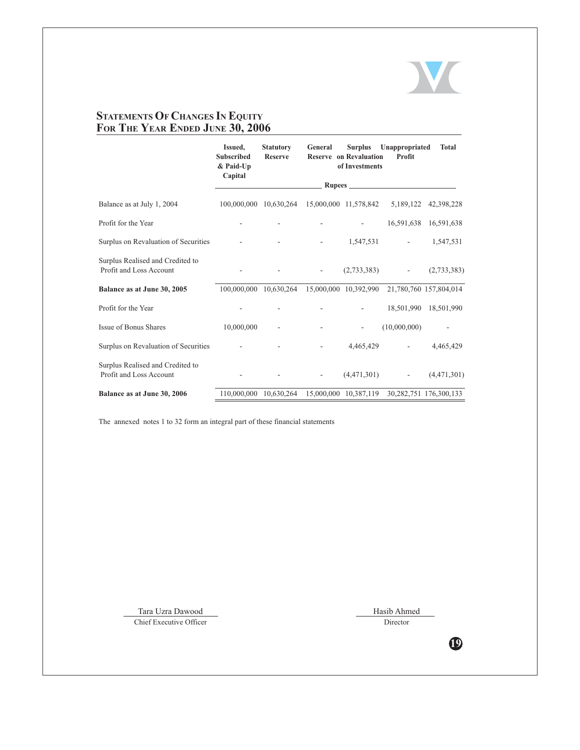## Statements Of Changes In Equity For The Year Ended June 30, 2006

| | Issued, Subscribed & Paid-Up Capital | Statutory Reserve | General Reserve | Surplus on Revaluation of Investments | Unappropriated Profit | Total |
|---|---|---|---|---|---|---|
| | Rupees | | | | | |
| Balance as at July 1, 2004 | 100,000,000 | 10,630,264 | 15,000,000 | 11,578,842 | 5,189,122 | 42,398,228 |
| Profit for the Year | - | - | - | - | 16,591,638 | 16,591,638 |
| Surplus on Revaluation of Securities | - | - | - | 1,547,531 | - | 1,547,531 |
| Surplus Realised and Credited to Profit and Loss Account | - | - | - | (2,733,383) | - | (2,733,383) |
| **Balance as at June 30, 2005** | 100,000,000 | 10,630,264 | 15,000,000 | 10,392,990 | 21,780,760 | 157,804,014 |
| Profit for the Year | - | - | - | - | 18,501,990 | 18,501,990 |
| Issue of Bonus Shares | 10,000,000 | - | - | - | (10,000,000) | - |
| Surplus on Revaluation of Securities | - | - | - | 4,465,429 | - | 4,465,429 |
| Surplus Realised and Credited to Profit and Loss Account | - | - | - | (4,471,301) | - | (4,471,301) |
| **Balance as at June 30, 2006** | 110,000,000 | 10,630,264 | 15,000,000 | 10,387,119 | 30,282,751 | 176,300,133 |

The annexed notes 1 to 32 form an integral part of these financial statements

Tara Uzra Dawood
Chief Executive Officer

Hasib Ahmed
Director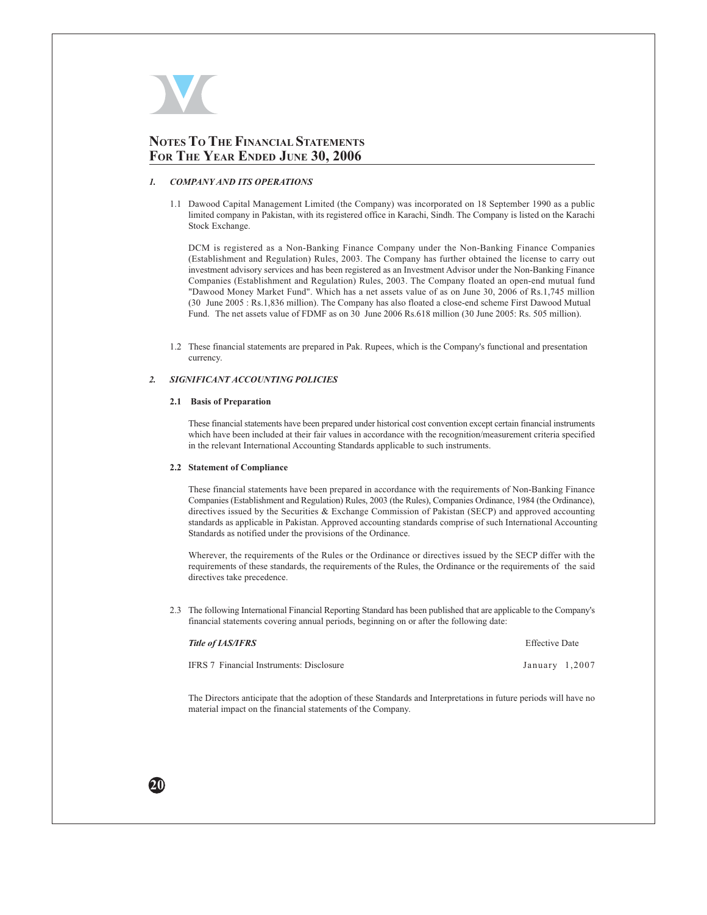# Notes To The Financial Statements For The Year Ended June 30, 2006

## 1. *COMPANY AND ITS OPERATIONS*

1.1 Dawood Capital Management Limited (the Company) was incorporated on 18 September 1990 as a public limited company in Pakistan, with its registered office in Karachi, Sindh. The Company is listed on the Karachi Stock Exchange.

DCM is registered as a Non-Banking Finance Company under the Non-Banking Finance Companies (Establishment and Regulation) Rules, 2003. The Company has further obtained the license to carry out investment advisory services and has been registered as an Investment Advisor under the Non-Banking Finance Companies (Establishment and Regulation) Rules, 2003. The Company floated an open-end mutual fund "Dawood Money Market Fund". Which has a net assets value of as on June 30, 2006 of Rs.1,745 million (30 June 2005 : Rs.1,836 million). The Company has also floated a close-end scheme First Dawood Mutual Fund. The net assets value of FDMF as on 30 June 2006 Rs.618 million (30 June 2005: Rs. 505 million).

1.2 These financial statements are prepared in Pak. Rupees, which is the Company's functional and presentation currency.

## 2. *SIGNIFICANT ACCOUNTING POLICIES*

### 2.1 Basis of Preparation

These financial statements have been prepared under historical cost convention except certain financial instruments which have been included at their fair values in accordance with the recognition/measurement criteria specified in the relevant International Accounting Standards applicable to such instruments.

### 2.2 Statement of Compliance

These financial statements have been prepared in accordance with the requirements of Non-Banking Finance Companies (Establishment and Regulation) Rules, 2003 (the Rules), Companies Ordinance, 1984 (the Ordinance), directives issued by the Securities & Exchange Commission of Pakistan (SECP) and approved accounting standards as applicable in Pakistan. Approved accounting standards comprise of such International Accounting Standards as notified under the provisions of the Ordinance.

Wherever, the requirements of the Rules or the Ordinance or directives issued by the SECP differ with the requirements of these standards, the requirements of the Rules, the Ordinance or the requirements of the said directives take precedence.

2.3 The following International Financial Reporting Standard has been published that are applicable to the Company's financial statements covering annual periods, beginning on or after the following date:

| *Title of IAS/IFRS* | Effective Date |
|---|---|
| IFRS 7 Financial Instruments: Disclosure | January 1,2007 |

The Directors anticipate that the adoption of these Standards and Interpretations in future periods will have no material impact on the financial statements of the Company.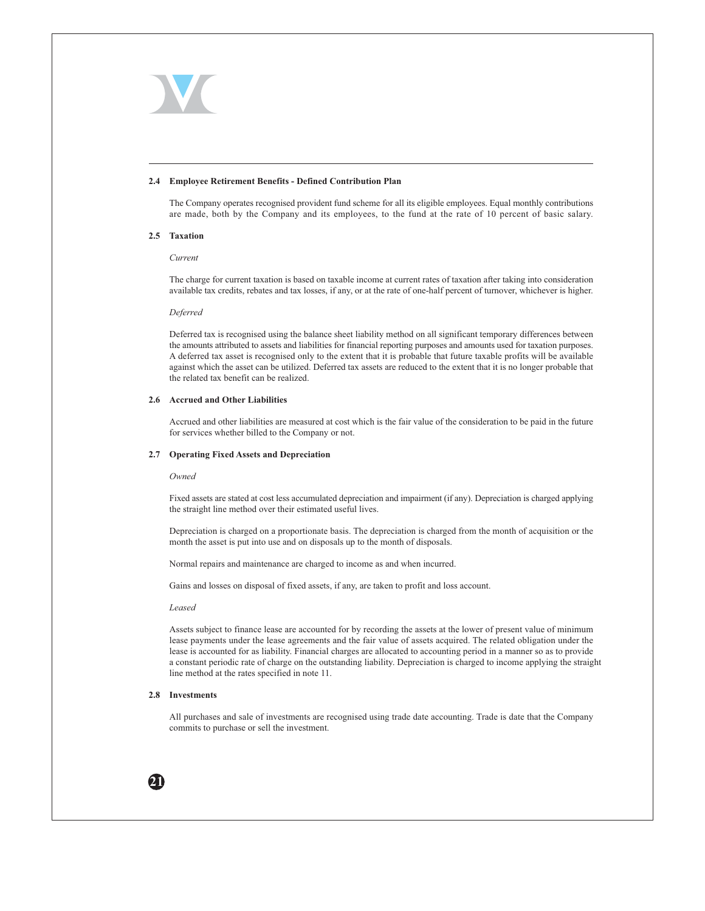### 2.4 Employee Retirement Benefits - Defined Contribution Plan

The Company operates recognised provident fund scheme for all its eligible employees. Equal monthly contributions are made, both by the Company and its employees, to the fund at the rate of 10 percent of basic salary.

### 2.5 Taxation

*Current*

The charge for current taxation is based on taxable income at current rates of taxation after taking into consideration available tax credits, rebates and tax losses, if any, or at the rate of one-half percent of turnover, whichever is higher.

*Deferred*

Deferred tax is recognised using the balance sheet liability method on all significant temporary differences between the amounts attributed to assets and liabilities for financial reporting purposes and amounts used for taxation purposes. A deferred tax asset is recognised only to the extent that it is probable that future taxable profits will be available against which the asset can be utilized. Deferred tax assets are reduced to the extent that it is no longer probable that the related tax benefit can be realized.

### 2.6 Accrued and Other Liabilities

Accrued and other liabilities are measured at cost which is the fair value of the consideration to be paid in the future for services whether billed to the Company or not.

### 2.7 Operating Fixed Assets and Depreciation

*Owned*

Fixed assets are stated at cost less accumulated depreciation and impairment (if any). Depreciation is charged applying the straight line method over their estimated useful lives.

Depreciation is charged on a proportionate basis. The depreciation is charged from the month of acquisition or the month the asset is put into use and on disposals up to the month of disposals.

Normal repairs and maintenance are charged to income as and when incurred.

Gains and losses on disposal of fixed assets, if any, are taken to profit and loss account.

*Leased*

Assets subject to finance lease are accounted for by recording the assets at the lower of present value of minimum lease payments under the lease agreements and the fair value of assets acquired. The related obligation under the lease is accounted for as liability. Financial charges are allocated to accounting period in a manner so as to provide a constant periodic rate of charge on the outstanding liability. Depreciation is charged to income applying the straight line method at the rates specified in note 11.

### 2.8 Investments

All purchases and sale of investments are recognised using trade date accounting. Trade is date that the Company commits to purchase or sell the investment.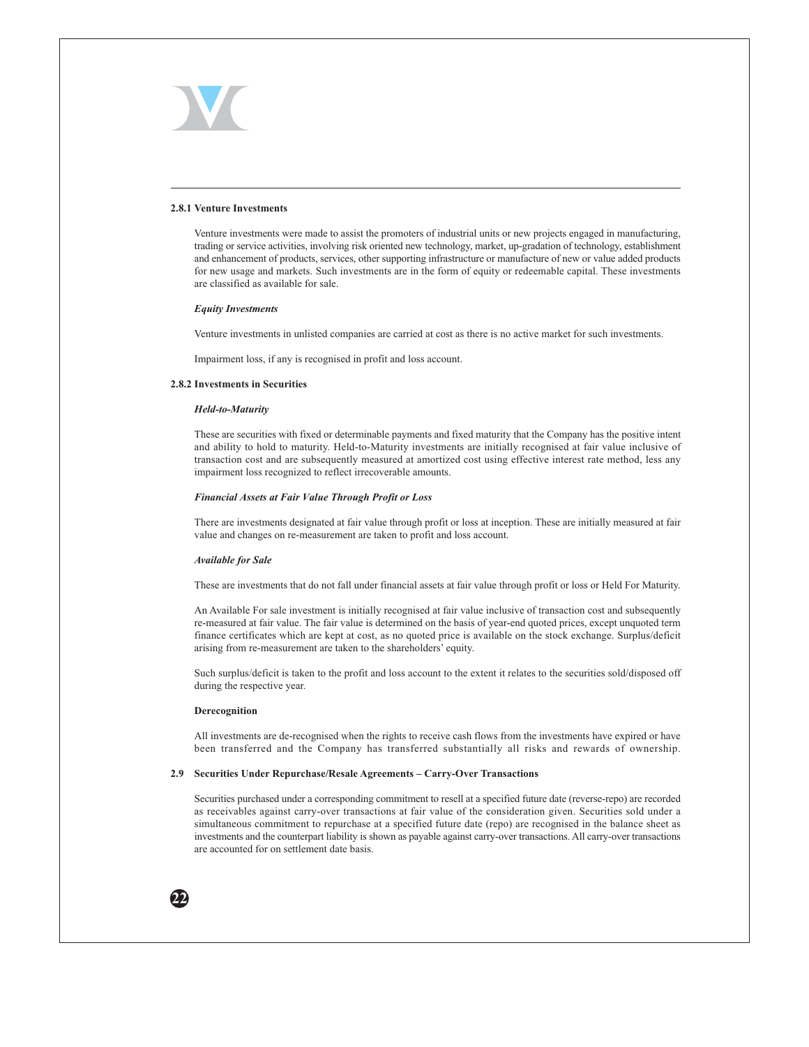### 2.8.1 Venture Investments

Venture investments were made to assist the promoters of industrial units or new projects engaged in manufacturing, trading or service activities, involving risk oriented new technology, market, up-gradation of technology, establishment and enhancement of products, services, other supporting infrastructure or manufacture of new or value added products for new usage and markets. Such investments are in the form of equity or redeemable capital. These investments are classified as available for sale.

***Equity Investments***

Venture investments in unlisted companies are carried at cost as there is no active market for such investments.

Impairment loss, if any is recognised in profit and loss account.

### 2.8.2 Investments in Securities

***Held-to-Maturity***

These are securities with fixed or determinable payments and fixed maturity that the Company has the positive intent and ability to hold to maturity. Held-to-Maturity investments are initially recognised at fair value inclusive of transaction cost and are subsequently measured at amortized cost using effective interest rate method, less any impairment loss recognized to reflect irrecoverable amounts.

***Financial Assets at Fair Value Through Profit or Loss***

There are investments designated at fair value through profit or loss at inception. These are initially measured at fair value and changes on re-measurement are taken to profit and loss account.

***Available for Sale***

These are investments that do not fall under financial assets at fair value through profit or loss or Held For Maturity.

An Available For sale investment is initially recognised at fair value inclusive of transaction cost and subsequently re-measured at fair value. The fair value is determined on the basis of year-end quoted prices, except unquoted term finance certificates which are kept at cost, as no quoted price is available on the stock exchange. Surplus/deficit arising from re-measurement are taken to the shareholders' equity.

Such surplus/deficit is taken to the profit and loss account to the extent it relates to the securities sold/disposed off during the respective year.

**Derecognition**

All investments are de-recognised when the rights to receive cash flows from the investments have expired or have been transferred and the Company has transferred substantially all risks and rewards of ownership.

### 2.9 Securities Under Repurchase/Resale Agreements – Carry-Over Transactions

Securities purchased under a corresponding commitment to resell at a specified future date (reverse-repo) are recorded as receivables against carry-over transactions at fair value of the consideration given. Securities sold under a simultaneous commitment to repurchase at a specified future date (repo) are recognised in the balance sheet as investments and the counterpart liability is shown as payable against carry-over transactions. All carry-over transactions are accounted for on settlement date basis.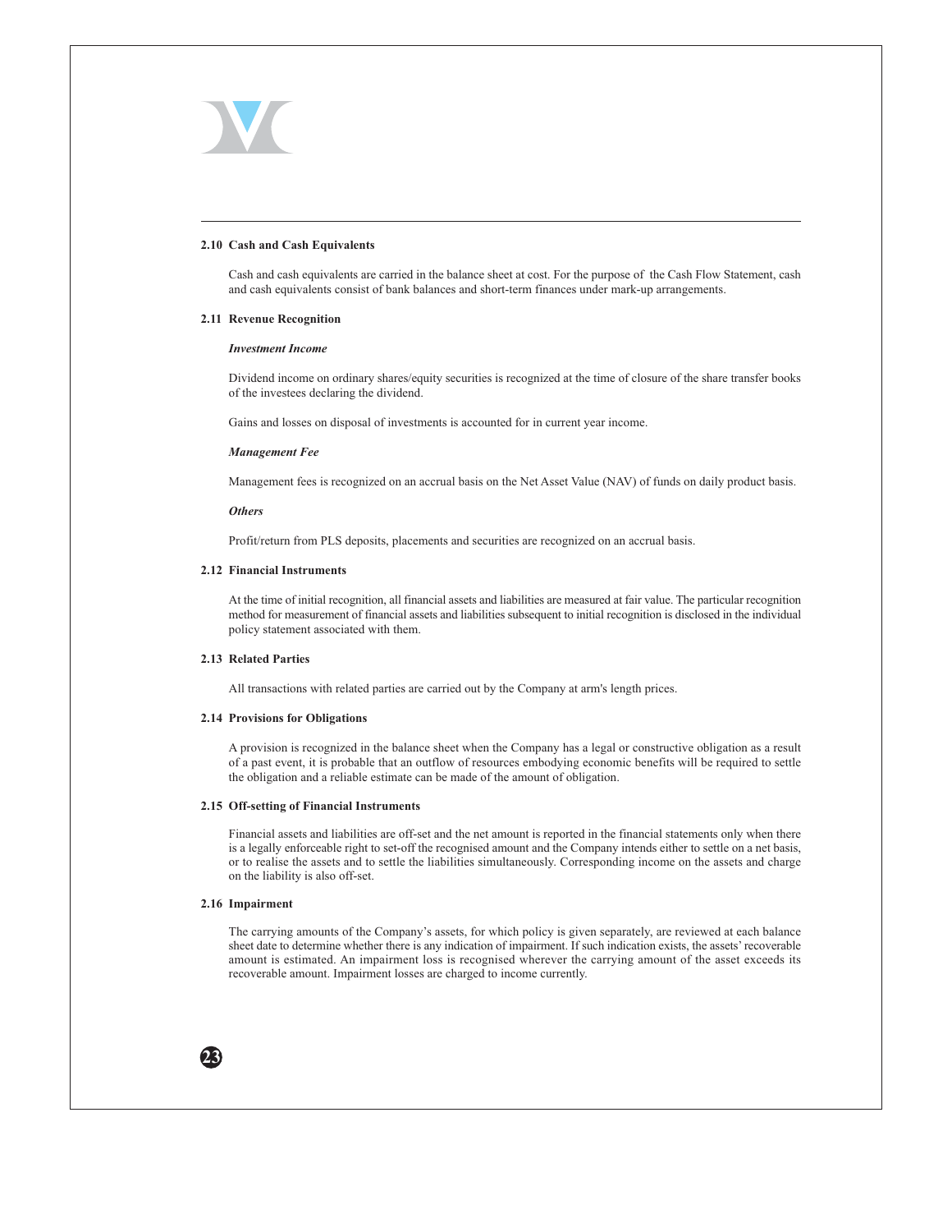### 2.10 Cash and Cash Equivalents

Cash and cash equivalents are carried in the balance sheet at cost. For the purpose of the Cash Flow Statement, cash and cash equivalents consist of bank balances and short-term finances under mark-up arrangements.

### 2.11 Revenue Recognition

***Investment Income***

Dividend income on ordinary shares/equity securities is recognized at the time of closure of the share transfer books of the investees declaring the dividend.

Gains and losses on disposal of investments is accounted for in current year income.

***Management Fee***

Management fees is recognized on an accrual basis on the Net Asset Value (NAV) of funds on daily product basis.

***Others***

Profit/return from PLS deposits, placements and securities are recognized on an accrual basis.

### 2.12 Financial Instruments

At the time of initial recognition, all financial assets and liabilities are measured at fair value. The particular recognition method for measurement of financial assets and liabilities subsequent to initial recognition is disclosed in the individual policy statement associated with them.

### 2.13 Related Parties

All transactions with related parties are carried out by the Company at arm's length prices.

### 2.14 Provisions for Obligations

A provision is recognized in the balance sheet when the Company has a legal or constructive obligation as a result of a past event, it is probable that an outflow of resources embodying economic benefits will be required to settle the obligation and a reliable estimate can be made of the amount of obligation.

### 2.15 Off-setting of Financial Instruments

Financial assets and liabilities are off-set and the net amount is reported in the financial statements only when there is a legally enforceable right to set-off the recognised amount and the Company intends either to settle on a net basis, or to realise the assets and to settle the liabilities simultaneously. Corresponding income on the assets and charge on the liability is also off-set.

### 2.16 Impairment

The carrying amounts of the Company's assets, for which policy is given separately, are reviewed at each balance sheet date to determine whether there is any indication of impairment. If such indication exists, the assets' recoverable amount is estimated. An impairment loss is recognised wherever the carrying amount of the asset exceeds its recoverable amount. Impairment losses are charged to income currently.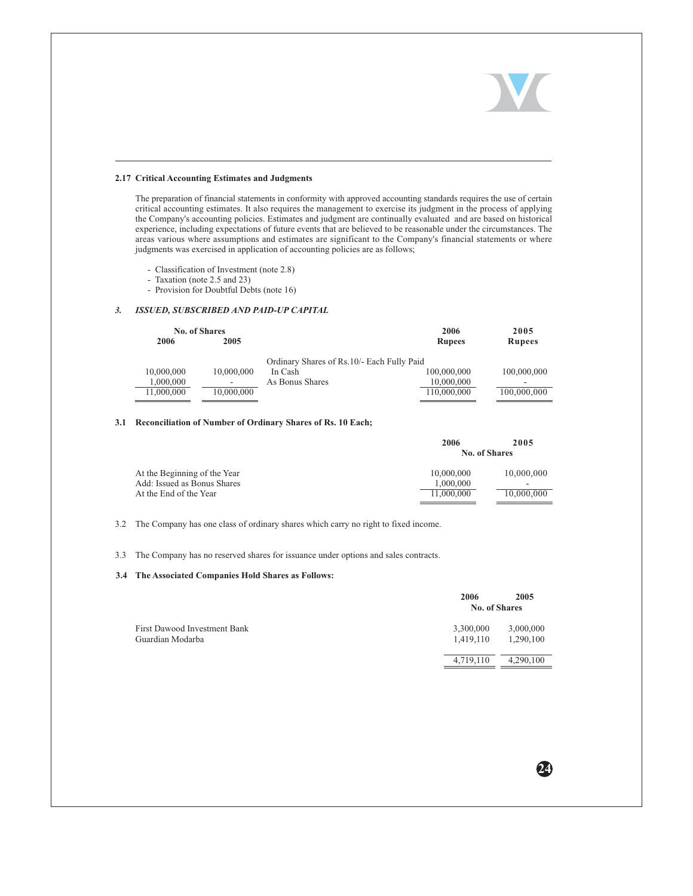### 2.17 Critical Accounting Estimates and Judgments

The preparation of financial statements in conformity with approved accounting standards requires the use of certain critical accounting estimates. It also requires the management to exercise its judgment in the process of applying the Company's accounting policies. Estimates and judgment are continually evaluated and are based on historical experience, including expectations of future events that are believed to be reasonable under the circumstances. The areas various where assumptions and estimates are significant to the Company's financial statements or where judgments was exercised in application of accounting policies are as follows;

- Classification of Investment (note 2.8)
- Taxation (note 2.5 and 23)
- Provision for Doubtful Debts (note 16)

## *3. ISSUED, SUBSCRIBED AND PAID-UP CAPITAL*

| No. of Shares 2006 | No. of Shares 2005 | | 2006 Rupees | 2005 Rupees |
|---|---|---|---|---|
| | | Ordinary Shares of Rs.10/- Each Fully Paid | | |
| 10,000,000 | 10,000,000 | In Cash | 100,000,000 | 100,000,000 |
| 1,000,000 | - | As Bonus Shares | 10,000,000 | - |
| 11,000,000 | 10,000,000 | | 110,000,000 | 100,000,000 |

### 3.1 Reconciliation of Number of Ordinary Shares of Rs. 10 Each;

| | 2006 No. of Shares | 2005 No. of Shares |
|---|---|---|
| At the Beginning of the Year | 10,000,000 | 10,000,000 |
| Add: Issued as Bonus Shares | 1,000,000 | - |
| At the End of the Year | 11,000,000 | 10,000,000 |

3.2 The Company has one class of ordinary shares which carry no right to fixed income.

3.3 The Company has no reserved shares for issuance under options and sales contracts.

### 3.4 The Associated Companies Hold Shares as Follows:

| | 2006 No. of Shares | 2005 No. of Shares |
|---|---|---|
| First Dawood Investment Bank | 3,300,000 | 3,000,000 |
| Guardian Modarba | 1,419,110 | 1,290,100 |
| | 4,719,110 | 4,290,100 |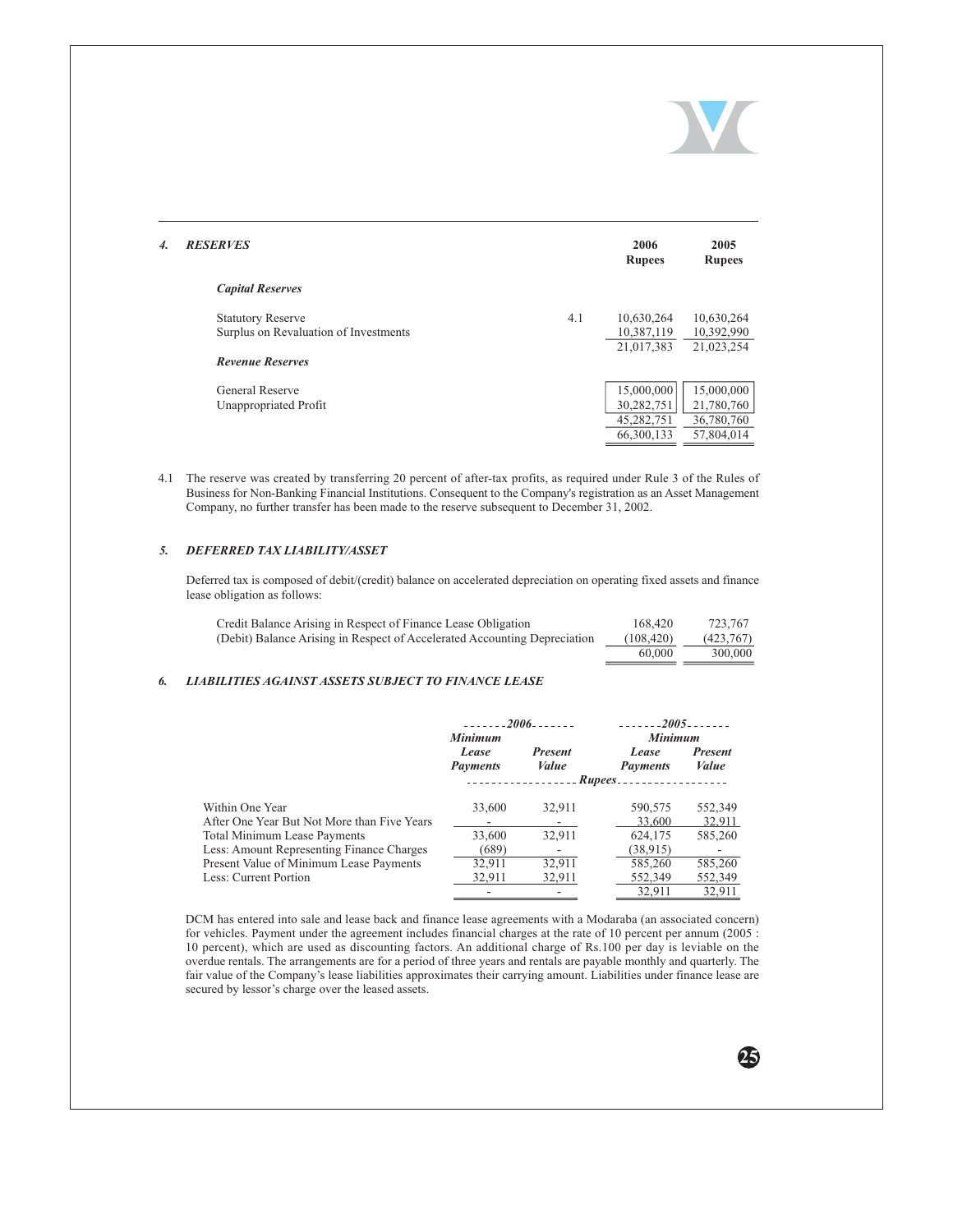### *4. RESERVES*

| | Note | 2006 Rupees | 2005 Rupees |
|---|---|---|---|
| ***Capital Reserves*** | | | |
| Statutory Reserve | 4.1 | 10,630,264 | 10,630,264 |
| Surplus on Revaluation of Investments | | 10,387,119 | 10,392,990 |
| | | 21,017,383 | 21,023,254 |
| ***Revenue Reserves*** | | | |
| General Reserve | | 15,000,000 | 15,000,000 |
| Unappropriated Profit | | 30,282,751 | 21,780,760 |
| | | 45,282,751 | 36,780,760 |
| | | 66,300,133 | 57,804,014 |

4.1 The reserve was created by transferring 20 percent of after-tax profits, as required under Rule 3 of the Rules of Business for Non-Banking Financial Institutions. Consequent to the Company's registration as an Asset Management Company, no further transfer has been made to the reserve subsequent to December 31, 2002.

### *5. DEFERRED TAX LIABILITY/ASSET*

Deferred tax is composed of debit/(credit) balance on accelerated depreciation on operating fixed assets and finance lease obligation as follows:

| | 2006 | 2005 |
|---|---|---|
| Credit Balance Arising in Respect of Finance Lease Obligation | 168,420 | 723,767 |
| (Debit) Balance Arising in Respect of Accelerated Accounting Depreciation | (108,420) | (423,767) |
| | 60,000 | 300,000 |

### *6. LIABILITIES AGAINST ASSETS SUBJECT TO FINANCE LEASE*

| | 2006 | | 2005 | |
|---|---|---|---|---|
| | *Minimum Lease Payments* | *Present Value* | *Minimum Lease Payments* | *Present Value* |
| | *Rupees* | | | |
| Within One Year | 33,600 | 32,911 | 590,575 | 552,349 |
| After One Year But Not More than Five Years | - | - | 33,600 | 32,911 |
| Total Minimum Lease Payments | 33,600 | 32,911 | 624,175 | 585,260 |
| Less: Amount Representing Finance Charges | (689) | - | (38,915) | - |
| Present Value of Minimum Lease Payments | 32,911 | 32,911 | 585,260 | 585,260 |
| Less: Current Portion | 32,911 | 32,911 | 552,349 | 552,349 |
| | - | - | 32,911 | 32,911 |

DCM has entered into sale and lease back and finance lease agreements with a Modaraba (an associated concern) for vehicles. Payment under the agreement includes financial charges at the rate of 10 percent per annum (2005 : 10 percent), which are used as discounting factors. An additional charge of Rs.100 per day is leviable on the overdue rentals. The arrangements are for a period of three years and rentals are payable monthly and quarterly. The fair value of the Company's lease liabilities approximates their carrying amount. Liabilities under finance lease are secured by lessor's charge over the leased assets.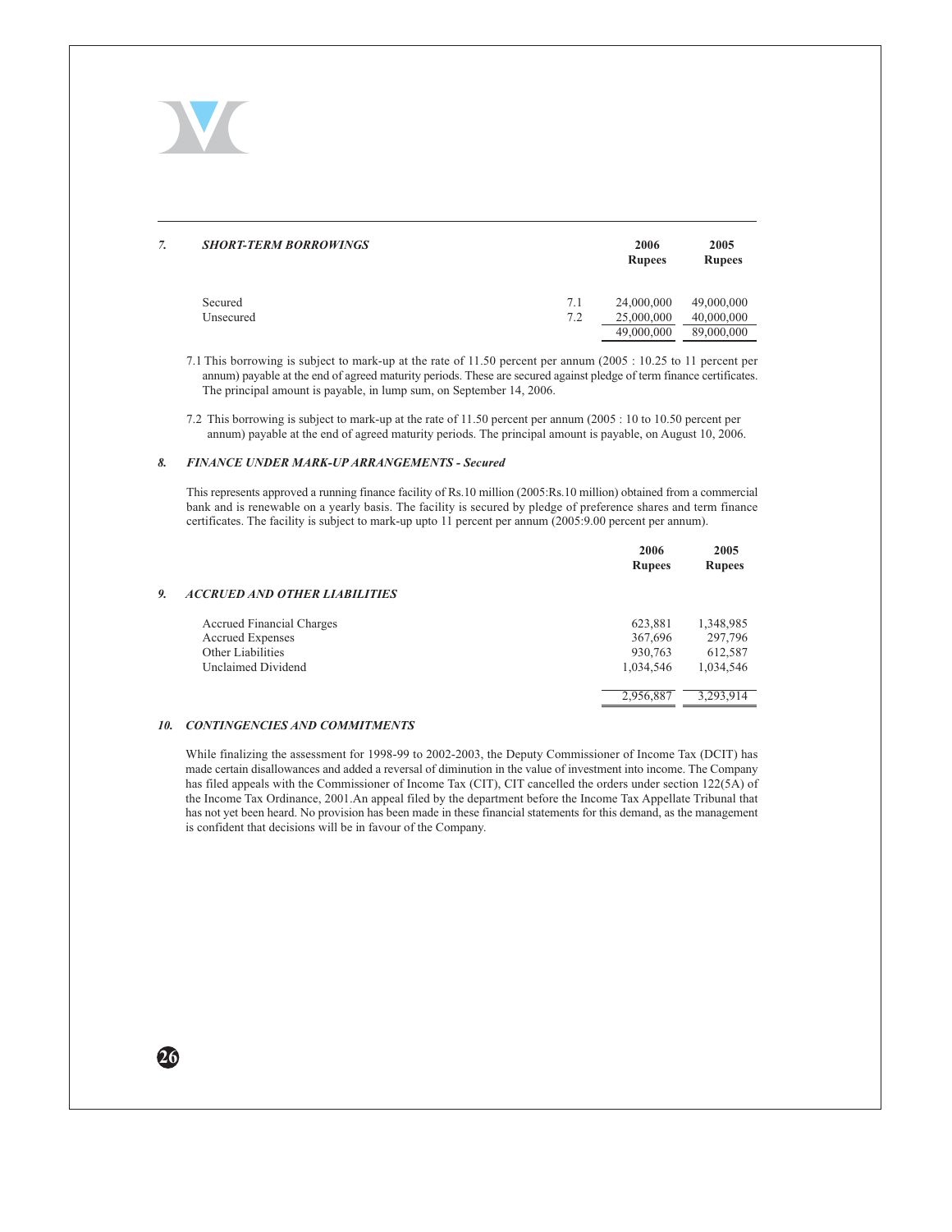## 7. *SHORT-TERM BORROWINGS*

| | | 2006 Rupees | 2005 Rupees |
|---|---|---|---|
| Secured | 7.1 | 24,000,000 | 49,000,000 |
| Unsecured | 7.2 | 25,000,000 | 40,000,000 |
| | | 49,000,000 | 89,000,000 |

7.1 This borrowing is subject to mark-up at the rate of 11.50 percent per annum (2005 : 10.25 to 11 percent per annum) payable at the end of agreed maturity periods. These are secured against pledge of term finance certificates. The principal amount is payable, in lump sum, on September 14, 2006.

7.2 This borrowing is subject to mark-up at the rate of 11.50 percent per annum (2005 : 10 to 10.50 percent per annum) payable at the end of agreed maturity periods. The principal amount is payable, on August 10, 2006.

## 8. *FINANCE UNDER MARK-UP ARRANGEMENTS - Secured*

This represents approved a running finance facility of Rs.10 million (2005:Rs.10 million) obtained from a commercial bank and is renewable on a yearly basis. The facility is secured by pledge of preference shares and term finance certificates. The facility is subject to mark-up upto 11 percent per annum (2005:9.00 percent per annum).

## 9. *ACCRUED AND OTHER LIABILITIES*

| | 2006 Rupees | 2005 Rupees |
|---|---|---|
| Accrued Financial Charges | 623,881 | 1,348,985 |
| Accrued Expenses | 367,696 | 297,796 |
| Other Liabilities | 930,763 | 612,587 |
| Unclaimed Dividend | 1,034,546 | 1,034,546 |
| | 2,956,887 | 3,293,914 |

## 10. *CONTINGENCIES AND COMMITMENTS*

While finalizing the assessment for 1998-99 to 2002-2003, the Deputy Commissioner of Income Tax (DCIT) has made certain disallowances and added a reversal of diminution in the value of investment into income. The Company has filed appeals with the Commissioner of Income Tax (CIT), CIT cancelled the orders under section 122(5A) of the Income Tax Ordinance, 2001.An appeal filed by the department before the Income Tax Appellate Tribunal that has not yet been heard. No provision has been made in these financial statements for this demand, as the management is confident that decisions will be in favour of the Company.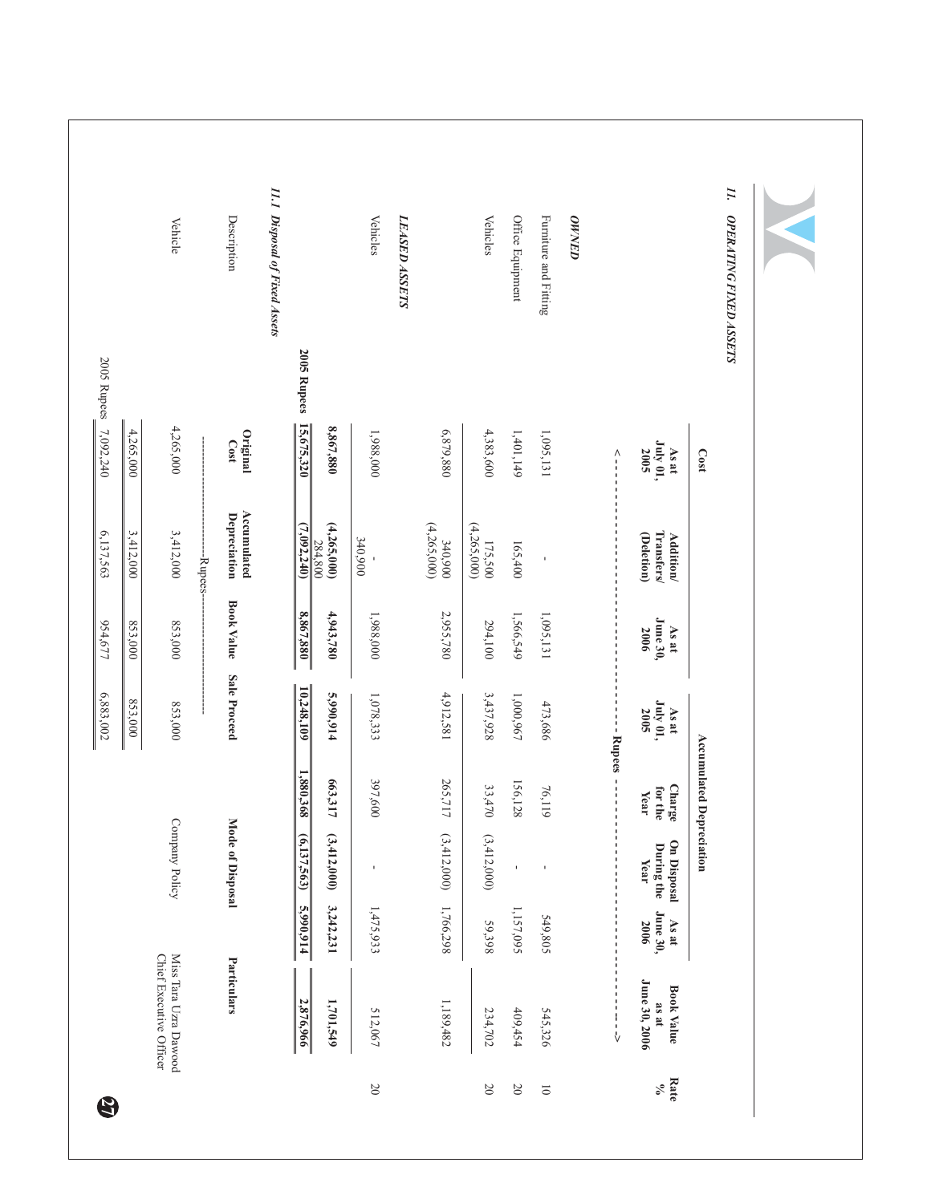## 11. OPERATING FIXED ASSETS

| | Cost | | | Accumulated Depreciation | | | | Book Value as at June 30, 2006 | Rate % |
|---|---|---|---|---|---|---|---|---|---|
| | As at July 01, 2005 | Addition/ Transfers/ (Deletion) | As at June 30, 2006 | As at July 01, 2005 | Charge for the Year | On Disposal During the Year | As at June 30, 2006 | | |
| | <---------- | | | Rupees | | | ----------> | | |
| ***OWNED*** | | | | | | | | | |
| Furniture and Fitting | 1,095,131 | - | 1,095,131 | 473,686 | 76,119 | - | 549,805 | 545,326 | 10 |
| Office Equipment | 1,401,149 | 165,400 | 1,566,549 | 1,000,967 | 156,128 | - | 1,157,095 | 409,454 | 20 |
| Vehicles | 4,383,600 | 175,500 (4,265,000) | 294,100 | 3,437,928 | 33,470 | (3,412,000) | 59,398 | 234,702 | 20 |
| | 6,879,880 | 340,900 (4,265,000) | 2,955,780 | 4,912,581 | 265,717 | (3,412,000) | 1,766,298 | 1,189,482 | |
| ***LEASED ASSETS*** | | | | | | | | | |
| Vehicles | 1,988,000 | - 340,900 | 1,988,000 | 1,078,333 | 397,600 | - | 1,475,933 | 512,067 | 20 |
| | **8,867,880** | **(4,265,000)** 284,800 | **4,943,780** | **5,990,914** | **663,317** | **(3,412,000)** | **3,242,231** | **1,701,549** | |
| **2005 Rupees** | **15,675,320** | **(7,092,240)** | **8,867,880** | **10,248,109** | **1,880,368** | **(6,137,563)** | **5,990,914** | **2,876,966** | |

### 11.1 Disposal of Fixed Assets

| Description | Original Cost | Accumulated Depreciation | Book Value | Sale Proceed | Mode of Disposal | Particulars |
|---|---|---|---|---|---|---|
| | ---------- | ---------- | Rupees | ---------- | | |
| Vehicle | 4,265,000 | 3,412,000 | 853,000 | 853,000 | Company Policy | Miss Tara Uzra Dawood Chief Executive Officer |
| | 4,265,000 | 3,412,000 | 853,000 | 853,000 | | |
| 2005 Rupees | 7,092,240 | 6,137,563 | 954,677 | 6,883,002 | | |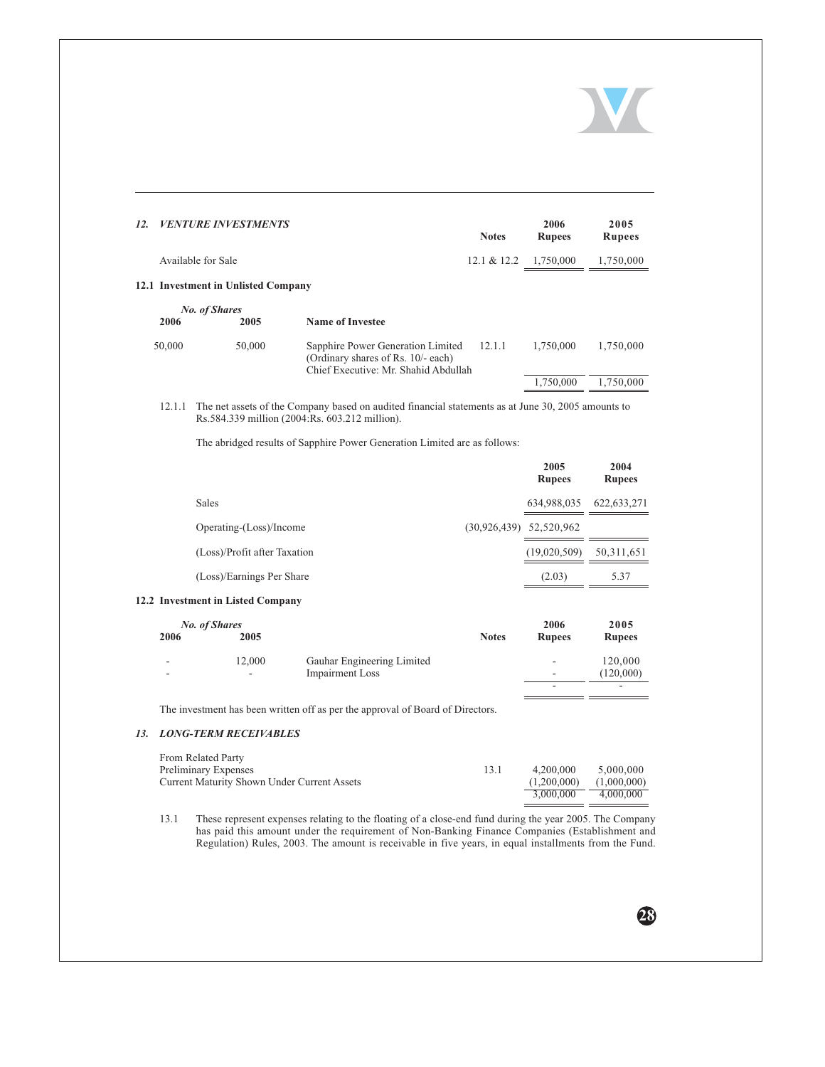## 12. *VENTURE INVESTMENTS*

| | Notes | 2006 Rupees | 2005 Rupees |
|---|---|---|---|
| Available for Sale | 12.1 & 12.2 | 1,750,000 | 1,750,000 |

### 12.1 Investment in Unlisted Company

| *No. of Shares* 2006 | 2005 | Name of Investee | | | |
|---|---|---|---|---|---|
| 50,000 | 50,000 | Sapphire Power Generation Limited (Ordinary shares of Rs. 10/- each) Chief Executive: Mr. Shahid Abdullah | 12.1.1 | 1,750,000 | 1,750,000 |
| | | | | 1,750,000 | 1,750,000 |

12.1.1 The net assets of the Company based on audited financial statements as at June 30, 2005 amounts to Rs.584.339 million (2004:Rs. 603.212 million).

The abridged results of Sapphire Power Generation Limited are as follows:

| | 2005 Rupees | 2004 Rupees |
|---|---|---|
| Sales | 634,988,035 | 622,633,271 |
| Operating-(Loss)/Income | (30,926,439) | 52,520,962 |
| (Loss)/Profit after Taxation | (19,020,509) | 50,311,651 |
| (Loss)/Earnings Per Share | (2.03) | 5.37 |

### 12.2 Investment in Listed Company

| *No. of Shares* 2006 | 2005 | | Notes | 2006 Rupees | 2005 Rupees |
|---|---|---|---|---|---|
| - | 12,000 | Gauhar Engineering Limited | | - | 120,000 |
| - | - | Impairment Loss | | - | (120,000) |
| | | | | - | - |

The investment has been written off as per the approval of Board of Directors.

## 13. *LONG-TERM RECEIVABLES*

| | Notes | 2006 | 2005 |
|---|---|---|---|
| From Related Party | | | |
| Preliminary Expenses | 13.1 | 4,200,000 | 5,000,000 |
| Current Maturity Shown Under Current Assets | | (1,200,000) | (1,000,000) |
| | | 3,000,000 | 4,000,000 |

13.1 These represent expenses relating to the floating of a close-end fund during the year 2005. The Company has paid this amount under the requirement of Non-Banking Finance Companies (Establishment and Regulation) Rules, 2003. The amount is receivable in five years, in equal installments from the Fund.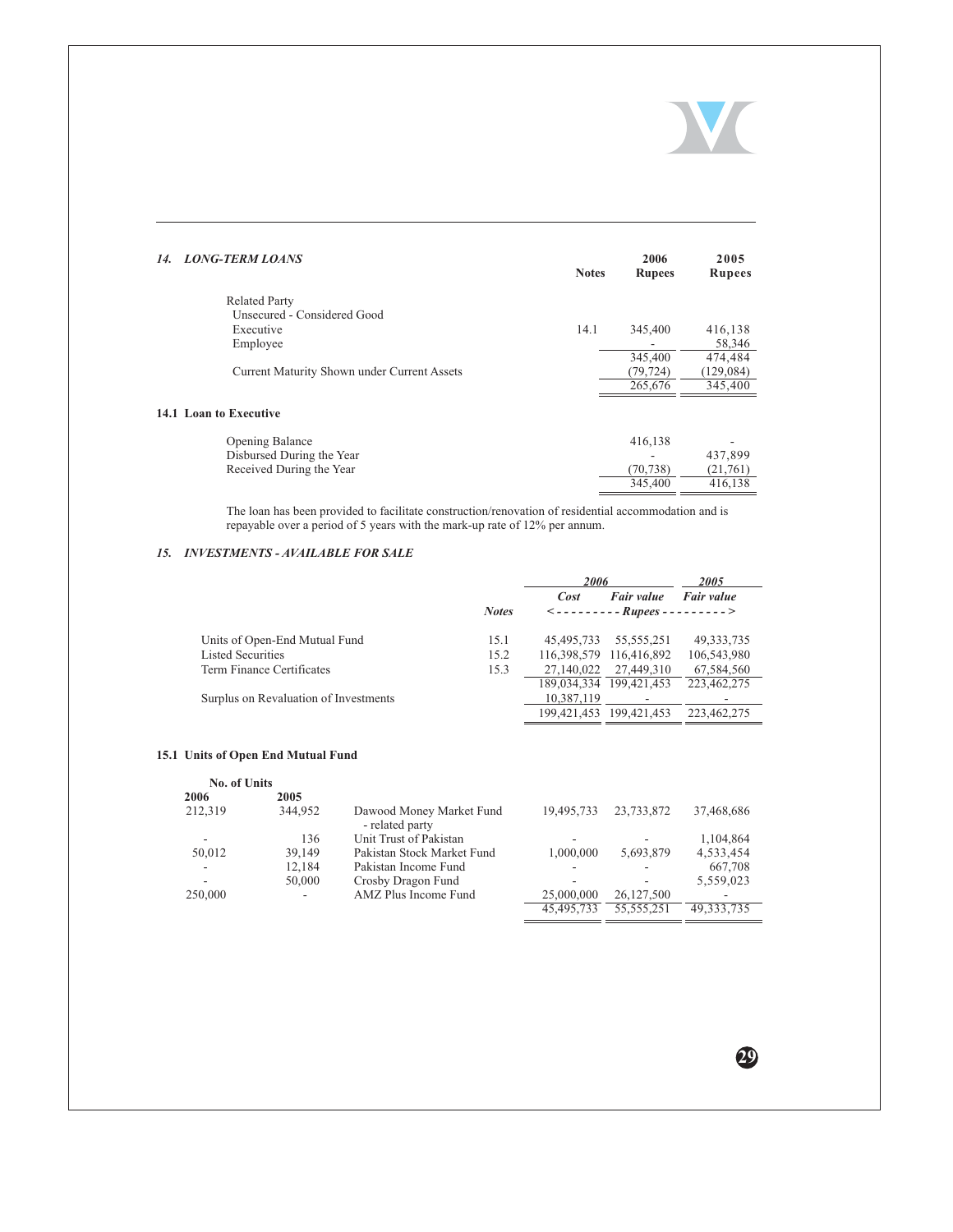### *14. LONG-TERM LOANS*

| | Notes | 2006 Rupees | 2005 Rupees |
|---|---|---|---|
| Related Party | | | |
| Unsecured - Considered Good | | | |
| Executive | 14.1 | 345,400 | 416,138 |
| Employee | | - | 58,346 |
| | | 345,400 | 474,484 |
| Current Maturity Shown under Current Assets | | (79,724) | (129,084) |
| | | 265,676 | 345,400 |

**14.1 Loan to Executive**

| | 2006 Rupees | 2005 Rupees |
|---|---|---|
| Opening Balance | 416,138 | - |
| Disbursed During the Year | - | 437,899 |
| Received During the Year | (70,738) | (21,761) |
| | 345,400 | 416,138 |

The loan has been provided to facilitate construction/renovation of residential accommodation and is repayable over a period of 5 years with the mark-up rate of 12% per annum.

### *15. INVESTMENTS - AVAILABLE FOR SALE*

| | *Notes* | *2006* | | *2005* |
|---|---|---|---|---|
| | | *Cost* | *Fair value* | *Fair value* |
| | | <---------- *Rupees* | | ----------> |
| Units of Open-End Mutual Fund | 15.1 | 45,495,733 | 55,555,251 | 49,333,735 |
| Listed Securities | 15.2 | 116,398,579 | 116,416,892 | 106,543,980 |
| Term Finance Certificates | 15.3 | 27,140,022 | 27,449,310 | 67,584,560 |
| | | 189,034,334 | 199,421,453 | 223,462,275 |
| Surplus on Revaluation of Investments | | 10,387,119 | - | - |
| | | 199,421,453 | 199,421,453 | 223,462,275 |

**15.1 Units of Open End Mutual Fund**

| No. of Units 2006 | No. of Units 2005 | | | | |
|---|---|---|---|---|---|
| 212,319 | 344,952 | Dawood Money Market Fund - related party | 19,495,733 | 23,733,872 | 37,468,686 |
| - | 136 | Unit Trust of Pakistan | - | - | 1,104,864 |
| 50,012 | 39,149 | Pakistan Stock Market Fund | 1,000,000 | 5,693,879 | 4,533,454 |
| - | 12,184 | Pakistan Income Fund | - | - | 667,708 |
| - | 50,000 | Crosby Dragon Fund | - | - | 5,559,023 |
| 250,000 | - | AMZ Plus Income Fund | 25,000,000 | 26,127,500 | - |
| | | | 45,495,733 | 55,555,251 | 49,333,735 |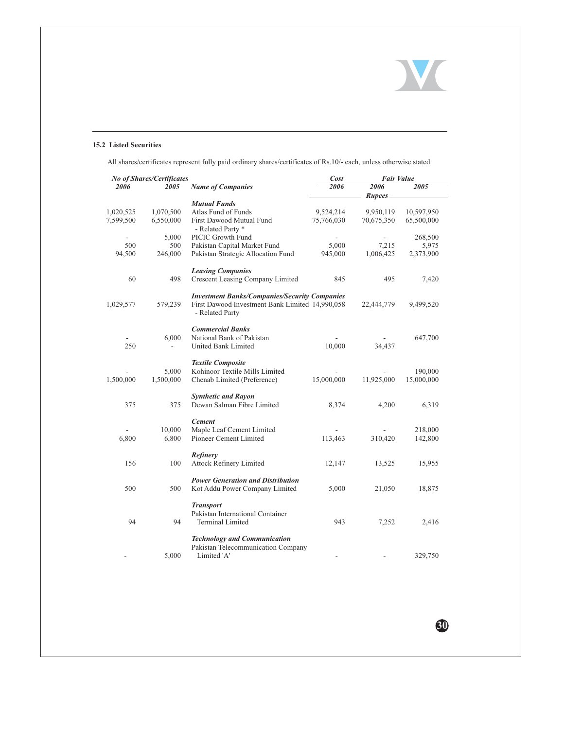### 15.2 Listed Securities

All shares/certificates represent fully paid ordinary shares/certificates of Rs.10/- each, unless otherwise stated.

| No of Shares/Certificates | | Name of Companies | Cost | Fair Value | |
|---|---|---|---|---|---|
| 2006 | 2005 | | 2006 | 2006 | 2005 |
| | | | Rupees | | |
| | | ***Mutual Funds*** | | | |
| 1,020,525 | 1,070,500 | Atlas Fund of Funds | 9,524,214 | 9,950,119 | 10,597,950 |
| 7,599,500 | 6,550,000 | First Dawood Mutual Fund - Related Party * | 75,766,030 | 70,675,350 | 65,500,000 |
| - | 5,000 | PICIC Growth Fund | - | - | 268,500 |
| 500 | 500 | Pakistan Capital Market Fund | 5,000 | 7,215 | 5,975 |
| 94,500 | 246,000 | Pakistan Strategic Allocation Fund | 945,000 | 1,006,425 | 2,373,900 |
| | | ***Leasing Companies*** | | | |
| 60 | 498 | Crescent Leasing Company Limited | 845 | 495 | 7,420 |
| | | ***Investment Banks/Companies/Security Companies*** | | | |
| 1,029,577 | 579,239 | First Dawood Investment Bank Limited - Related Party | 14,990,058 | 22,444,779 | 9,499,520 |
| | | ***Commercial Banks*** | | | |
| - | 6,000 | National Bank of Pakistan | - | - | 647,700 |
| 250 | - | United Bank Limited | 10,000 | 34,437 | |
| | | ***Textile Composite*** | | | |
| - | 5,000 | Kohinoor Textile Mills Limited | - | - | 190,000 |
| 1,500,000 | 1,500,000 | Chenab Limited (Preference) | 15,000,000 | 11,925,000 | 15,000,000 |
| | | ***Synthetic and Rayon*** | | | |
| 375 | 375 | Dewan Salman Fibre Limited | 8,374 | 4,200 | 6,319 |
| | | ***Cement*** | | | |
| - | 10,000 | Maple Leaf Cement Limited | - | - | 218,000 |
| 6,800 | 6,800 | Pioneer Cement Limited | 113,463 | 310,420 | 142,800 |
| | | ***Refinery*** | | | |
| 156 | 100 | Attock Refinery Limited | 12,147 | 13,525 | 15,955 |
| | | ***Power Generation and Distribution*** | | | |
| 500 | 500 | Kot Addu Power Company Limited | 5,000 | 21,050 | 18,875 |
| | | ***Transport*** | | | |
| 94 | 94 | Pakistan International Container Terminal Limited | 943 | 7,252 | 2,416 |
| | | ***Technology and Communication*** | | | |
| - | 5,000 | Pakistan Telecommunication Company Limited 'A' | - | - | 329,750 |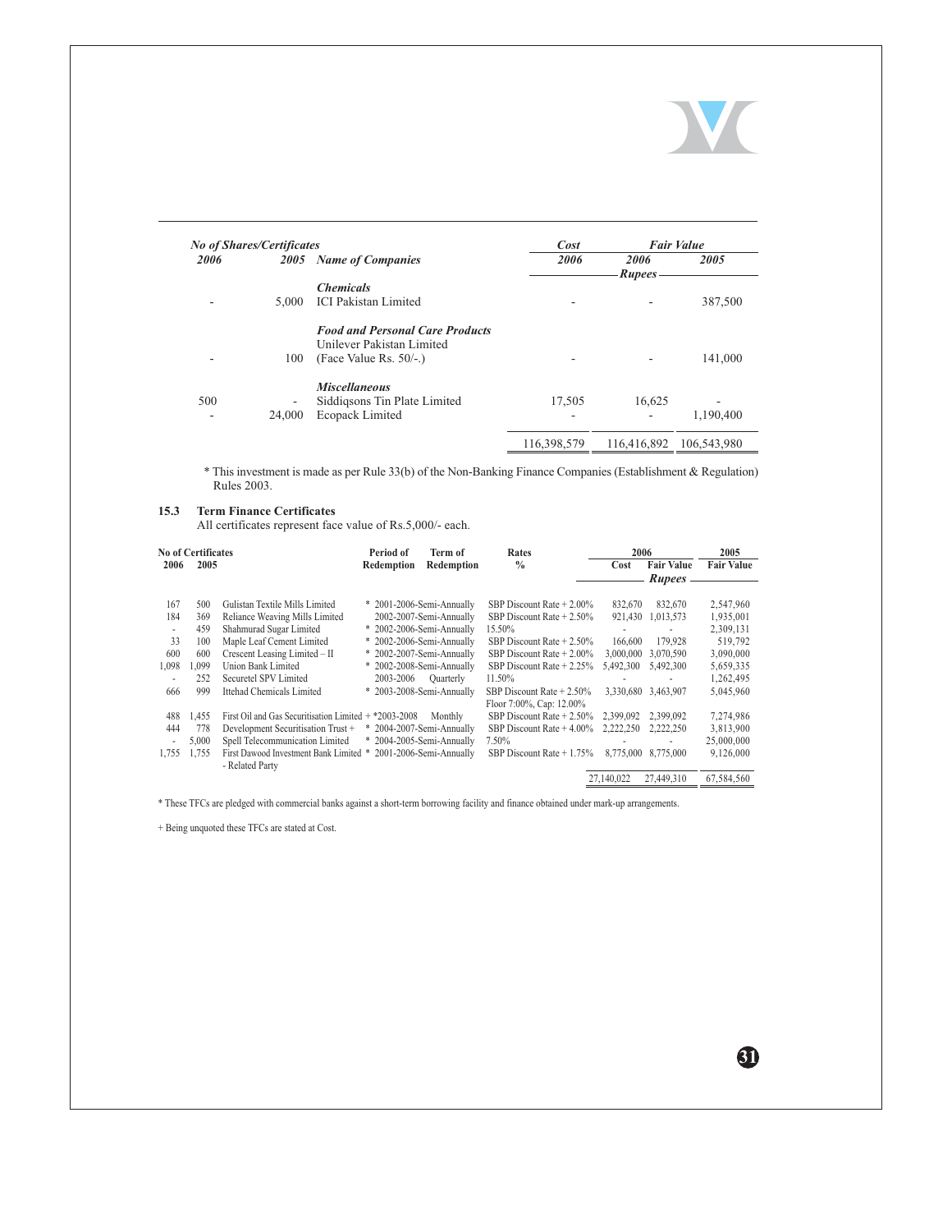| No of Shares/Certificates | | Name of Companies | Cost | Fair Value | |
|---|---|---|---|---|---|
| 2006 | 2005 | | 2006 | 2006 | 2005 |
| | | | Rupees | | |
| | | ***Chemicals*** | | | |
| - | 5,000 | ICI Pakistan Limited | - | - | 387,500 |
| | | ***Food and Personal Care Products*** | | | |
| | | Unilever Pakistan Limited | | | |
| - | 100 | (Face Value Rs. 50/-.) | - | - | 141,000 |
| | | ***Miscellaneous*** | | | |
| 500 | - | Siddiqsons Tin Plate Limited | 17,505 | 16,625 | - |
| - | 24,000 | Ecopack Limited | - | - | 1,190,400 |
| | | | 116,398,579 | 116,416,892 | 106,543,980 |

\* This investment is made as per Rule 33(b) of the Non-Banking Finance Companies (Establishment & Regulation) Rules 2003.

### 15.3 Term Finance Certificates

All certificates represent face value of Rs.5,000/- each.

| No of Certificates 2006 | No of Certificates 2005 | | Period of Redemption | Term of Redemption | Rates % | 2006 Cost | 2006 Fair Value | 2005 Fair Value |
|---|---|---|---|---|---|---|---|---|
| | | | | | | Rupees | | |
| 167 | 500 | Gulistan Textile Mills Limited | * 2001-2006 | Semi-Annually | SBP Discount Rate + 2.00% | 832,670 | 832,670 | 2,547,960 |
| 184 | 369 | Reliance Weaving Mills Limited | 2002-2007 | Semi-Annually | SBP Discount Rate + 2.50% | 921,430 | 1,013,573 | 1,935,001 |
| - | 459 | Shahmurad Sugar Limited | * 2002-2006 | Semi-Annually | 15.50% | - | - | 2,309,131 |
| 33 | 100 | Maple Leaf Cement Limited | * 2002-2006 | Semi-Annually | SBP Discount Rate + 2.50% | 166,600 | 179,928 | 519,792 |
| 600 | 600 | Crescent Leasing Limited – II | * 2002-2007 | Semi-Annually | SBP Discount Rate + 2.00% | 3,000,000 | 3,070,590 | 3,090,000 |
| 1,098 | 1,099 | Union Bank Limited | * 2002-2008 | Semi-Annually | SBP Discount Rate + 2.25% | 5,492,300 | 5,492,300 | 5,659,335 |
| - | 252 | Securetel SPV Limited | 2003-2006 | Quarterly | 11.50% | - | - | 1,262,495 |
| 666 | 999 | Ittehad Chemicals Limited | * 2003-2008 | Semi-Annually | SBP Discount Rate + 2.50% Floor 7:00%, Cap: 12.00% | 3,330,680 | 3,463,907 | 5,045,960 |
| 488 | 1,455 | First Oil and Gas Securitisation Limited + | *2003-2008 | Monthly | SBP Discount Rate + 2.50% | 2,399,092 | 2,399,092 | 7,274,986 |
| 444 | 778 | Development Securitisation Trust + | * 2004-2007 | Semi-Annually | SBP Discount Rate + 4.00% | 2,222,250 | 2,222,250 | 3,813,900 |
| - | 5,000 | Spell Telecommunication Limited | * 2004-2005 | Semi-Annually | 7.50% | - | - | 25,000,000 |
| 1,755 | 1,755 | First Dawood Investment Bank Limited - Related Party | * 2001-2006 | Semi-Annually | SBP Discount Rate + 1.75% | 8,775,000 | 8,775,000 | 9,126,000 |
| | | | | | | 27,140,022 | 27,449,310 | 67,584,560 |

\* These TFCs are pledged with commercial banks against a short-term borrowing facility and finance obtained under mark-up arrangements.

+ Being unquoted these TFCs are stated at Cost.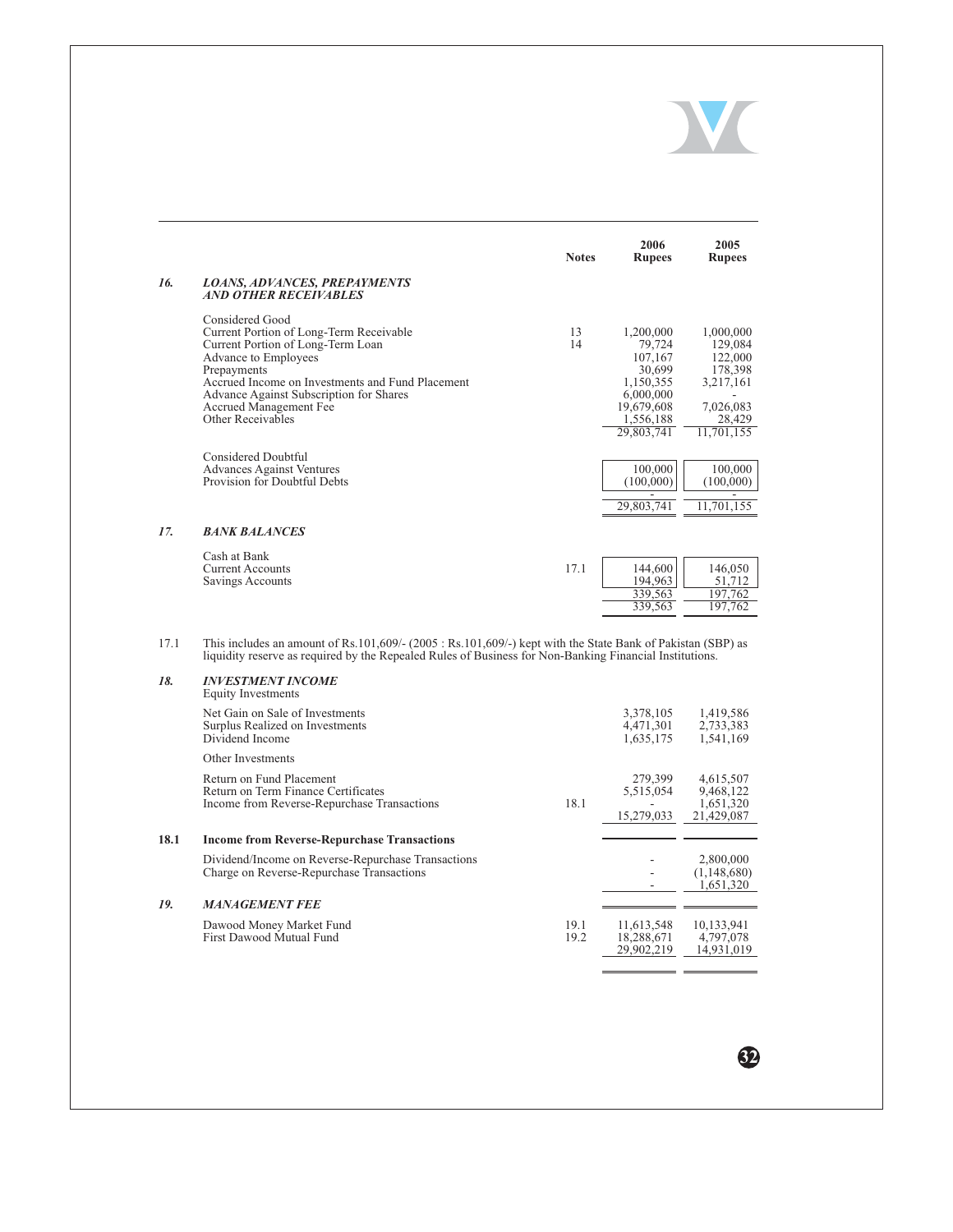| | | Notes | 2006 Rupees | 2005 Rupees |
|---|---|---|---|---|
| ***16.*** | ***LOANS, ADVANCES, PREPAYMENTS AND OTHER RECEIVABLES*** | | | |
| | Considered Good | | | |
| | Current Portion of Long-Term Receivable | 13 | 1,200,000 | 1,000,000 |
| | Current Portion of Long-Term Loan | 14 | 79,724 | 129,084 |
| | Advance to Employees | | 107,167 | 122,000 |
| | Prepayments | | 30,699 | 178,398 |
| | Accrued Income on Investments and Fund Placement | | 1,150,355 | 3,217,161 |
| | Advance Against Subscription for Shares | | 6,000,000 | - |
| | Accrued Management Fee | | 19,679,608 | 7,026,083 |
| | Other Receivables | | 1,556,188 | 28,429 |
| | | | 29,803,741 | 11,701,155 |
| | Considered Doubtful | | | |
| | Advances Against Ventures | | 100,000 | 100,000 |
| | Provision for Doubtful Debts | | (100,000) | (100,000) |
| | | | - | - |
| | | | 29,803,741 | 11,701,155 |
| ***17.*** | ***BANK BALANCES*** | | | |
| | Cash at Bank | | | |
| | Current Accounts | 17.1 | 144,600 | 146,050 |
| | Savings Accounts | | 194,963 | 51,712 |
| | | | 339,563 | 197,762 |
| | | | 339,563 | 197,762 |

17.1 This includes an amount of Rs.101,609/- (2005 : Rs.101,609/-) kept with the State Bank of Pakistan (SBP) as liquidity reserve as required by the Repealed Rules of Business for Non-Banking Financial Institutions.

| | | Notes | 2006 Rupees | 2005 Rupees |
|---|---|---|---|---|
| ***18.*** | ***INVESTMENT INCOME*** | | | |
| | Equity Investments | | | |
| | Net Gain on Sale of Investments | | 3,378,105 | 1,419,586 |
| | Surplus Realized on Investments | | 4,471,301 | 2,733,383 |
| | Dividend Income | | 1,635,175 | 1,541,169 |
| | Other Investments | | | |
| | Return on Fund Placement | | 279,399 | 4,615,507 |
| | Return on Term Finance Certificates | | 5,515,054 | 9,468,122 |
| | Income from Reverse-Repurchase Transactions | 18.1 | - | 1,651,320 |
| | | | 15,279,033 | 21,429,087 |
| **18.1** | **Income from Reverse-Repurchase Transactions** | | | |
| | Dividend/Income on Reverse-Repurchase Transactions | | - | 2,800,000 |
| | Charge on Reverse-Repurchase Transactions | | - | (1,148,680) |
| | | | - | 1,651,320 |
| ***19.*** | ***MANAGEMENT FEE*** | | | |
| | Dawood Money Market Fund | 19.1 | 11,613,548 | 10,133,941 |
| | First Dawood Mutual Fund | 19.2 | 18,288,671 | 4,797,078 |
| | | | 29,902,219 | 14,931,019 |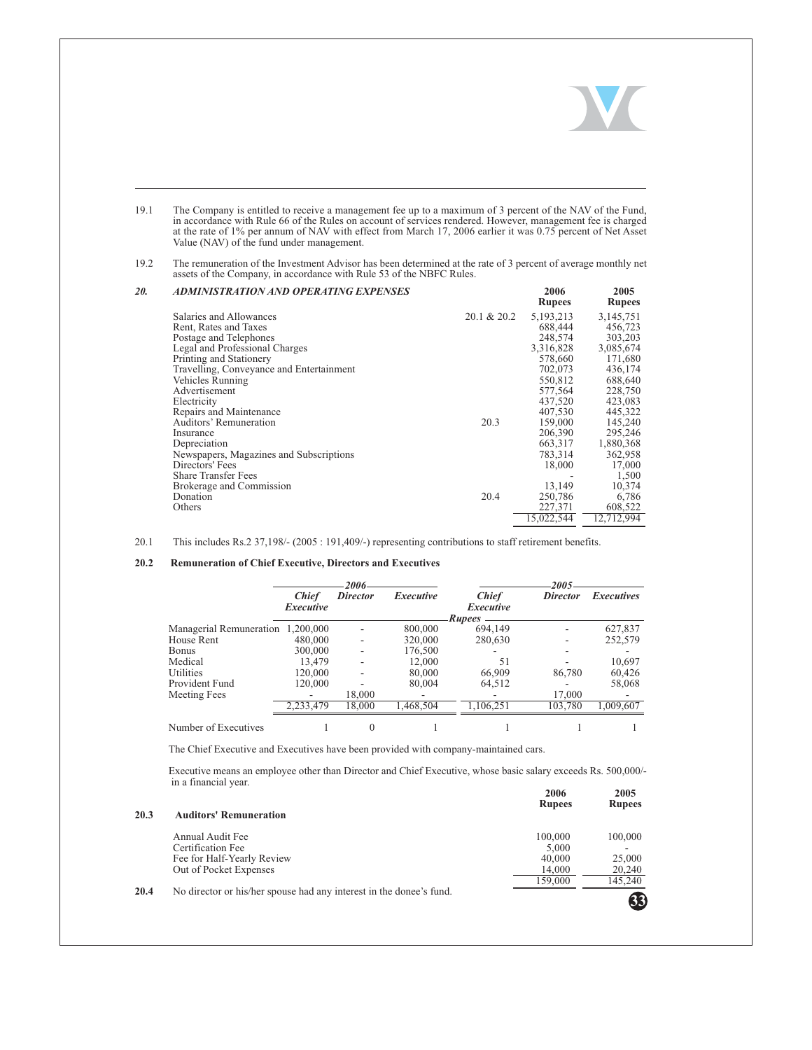19.1 The Company is entitled to receive a management fee up to a maximum of 3 percent of the NAV of the Fund, in accordance with Rule 66 of the Rules on account of services rendered. However, management fee is charged at the rate of 1% per annum of NAV with effect from March 17, 2006 earlier it was 0.75 percent of Net Asset Value (NAV) of the fund under management.

19.2 The remuneration of the Investment Advisor has been determined at the rate of 3 percent of average monthly net assets of the Company, in accordance with Rule 53 of the NBFC Rules.

## 20. *ADMINISTRATION AND OPERATING EXPENSES*

| | | 2006 Rupees | 2005 Rupees |
|---|---|---|---|
| Salaries and Allowances | 20.1 & 20.2 | 5,193,213 | 3,145,751 |
| Rent, Rates and Taxes | | 688,444 | 456,723 |
| Postage and Telephones | | 248,574 | 303,203 |
| Legal and Professional Charges | | 3,316,828 | 3,085,674 |
| Printing and Stationery | | 578,660 | 171,680 |
| Travelling, Conveyance and Entertainment | | 702,073 | 436,174 |
| Vehicles Running | | 550,812 | 688,640 |
| Advertisement | | 577,564 | 228,750 |
| Electricity | | 437,520 | 423,083 |
| Repairs and Maintenance | | 407,530 | 445,322 |
| Auditors' Remuneration | 20.3 | 159,000 | 145,240 |
| Insurance | | 206,390 | 295,246 |
| Depreciation | | 663,317 | 1,880,368 |
| Newspapers, Magazines and Subscriptions | | 783,314 | 362,958 |
| Directors' Fees | | 18,000 | 17,000 |
| Share Transfer Fees | | - | 1,500 |
| Brokerage and Commission | | 13,149 | 10,374 |
| Donation | 20.4 | 250,786 | 6,786 |
| Others | | 227,371 | 608,522 |
| | | 15,022,544 | 12,712,994 |

20.1 This includes Rs.2 37,198/- (2005 : 191,409/-) representing contributions to staff retirement benefits.

**20.2 Remuneration of Chief Executive, Directors and Executives**

| | 2006 | | | 2005 | | |
|---|---|---|---|---|---|---|
| | *Chief Executive* | *Director* | *Executive* | *Chief Executive* | *Director* | *Executives* |
| | | | | *Rupees* | | |
| Managerial Remuneration | 1,200,000 | - | 800,000 | 694,149 | - | 627,837 |
| House Rent | 480,000 | - | 320,000 | 280,630 | - | 252,579 |
| Bonus | 300,000 | - | 176,500 | - | - | - |
| Medical | 13,479 | - | 12,000 | 51 | - | 10,697 |
| Utilities | 120,000 | - | 80,000 | 66,909 | 86,780 | 60,426 |
| Provident Fund | 120,000 | - | 80,004 | 64,512 | - | 58,068 |
| Meeting Fees | - | 18,000 | - | - | 17,000 | - |
| | 2,233,479 | 18,000 | 1,468,504 | 1,106,251 | 103,780 | 1,009,607 |
| Number of Executives | 1 | 0 | 1 | 1 | 1 | 1 |

The Chief Executive and Executives have been provided with company-maintained cars.

Executive means an employee other than Director and Chief Executive, whose basic salary exceeds Rs. 500,000/- in a financial year.

**20.3 Auditors' Remuneration**

| | 2006 Rupees | 2005 Rupees |
|---|---|---|
| Annual Audit Fee | 100,000 | 100,000 |
| Certification Fee | 5,000 | - |
| Fee for Half-Yearly Review | 40,000 | 25,000 |
| Out of Pocket Expenses | 14,000 | 20,240 |
| | 159,000 | 145,240 |

**20.4** No director or his/her spouse had any interest in the donee's fund.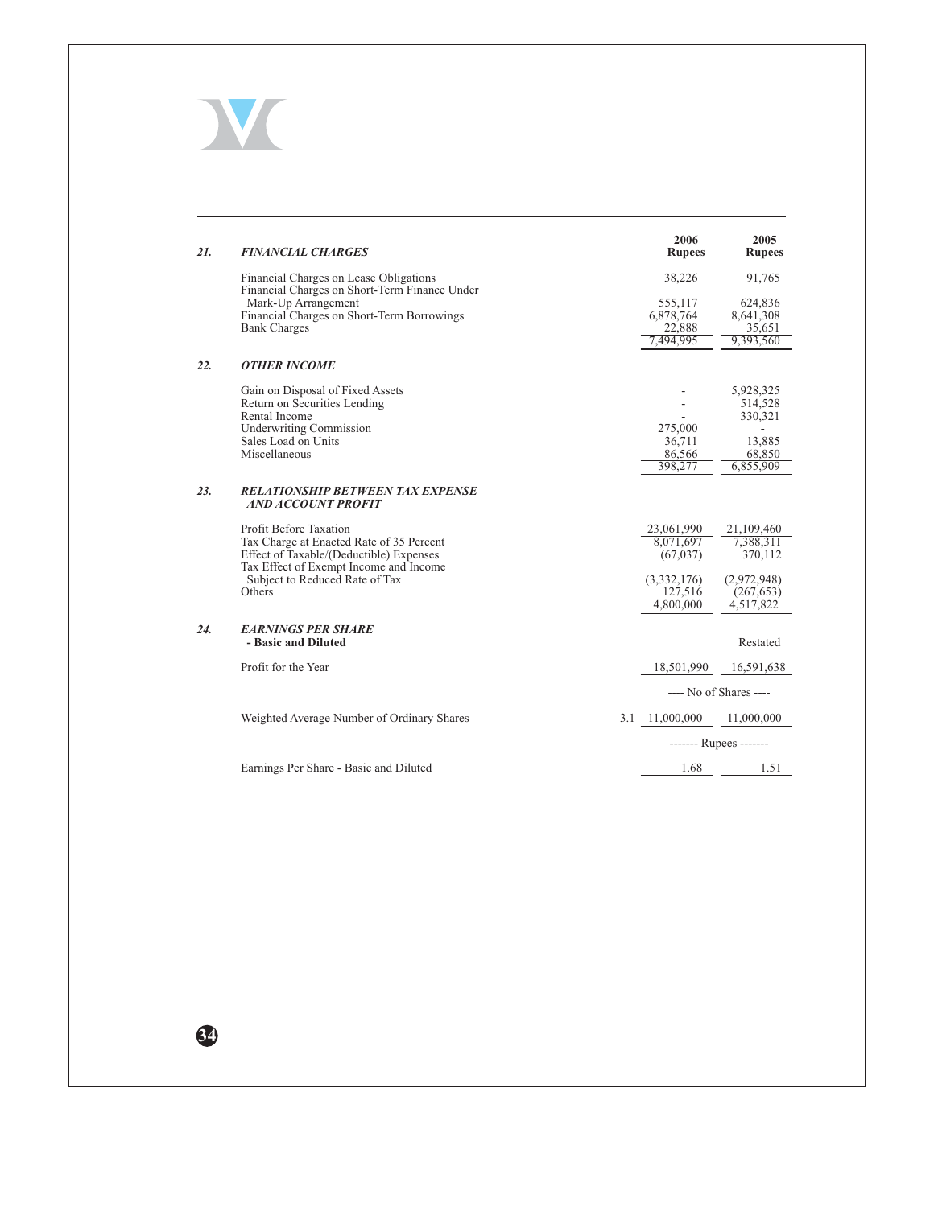## 21. FINANCIAL CHARGES

| | 2006 Rupees | 2005 Rupees |
|---|---|---|
| Financial Charges on Lease Obligations | 38,226 | 91,765 |
| Financial Charges on Short-Term Finance Under Mark-Up Arrangement | 555,117 | 624,836 |
| Financial Charges on Short-Term Borrowings | 6,878,764 | 8,641,308 |
| Bank Charges | 22,888 | 35,651 |
| | 7,494,995 | 9,393,560 |

## 22. OTHER INCOME

| | 2006 Rupees | 2005 Rupees |
|---|---|---|
| Gain on Disposal of Fixed Assets | - | 5,928,325 |
| Return on Securities Lending | - | 514,528 |
| Rental Income | - | 330,321 |
| Underwriting Commission | 275,000 | - |
| Sales Load on Units | 36,711 | 13,885 |
| Miscellaneous | 86,566 | 68,850 |
| | 398,277 | 6,855,909 |

## 23. RELATIONSHIP BETWEEN TAX EXPENSE AND ACCOUNT PROFIT

| | 2006 Rupees | 2005 Rupees |
|---|---|---|
| Profit Before Taxation | 23,061,990 | 21,109,460 |
| Tax Charge at Enacted Rate of 35 Percent | 8,071,697 | 7,388,311 |
| Effect of Taxable/(Deductible) Expenses | (67,037) | 370,112 |
| Tax Effect of Exempt Income and Income Subject to Reduced Rate of Tax | (3,332,176) | (2,972,948) |
| Others | 127,516 | (267,653) |
| | 4,800,000 | 4,517,822 |

## 24. EARNINGS PER SHARE - Basic and Diluted

| | Note | 2006 | 2005 Restated |
|---|---|---|---|
| Profit for the Year | | 18,501,990 | 16,591,638 |
| | | ---- No of Shares ---- | |
| Weighted Average Number of Ordinary Shares | 3.1 | 11,000,000 | 11,000,000 |
| | | ------- Rupees ------- | |
| Earnings Per Share - Basic and Diluted | | 1.68 | 1.51 |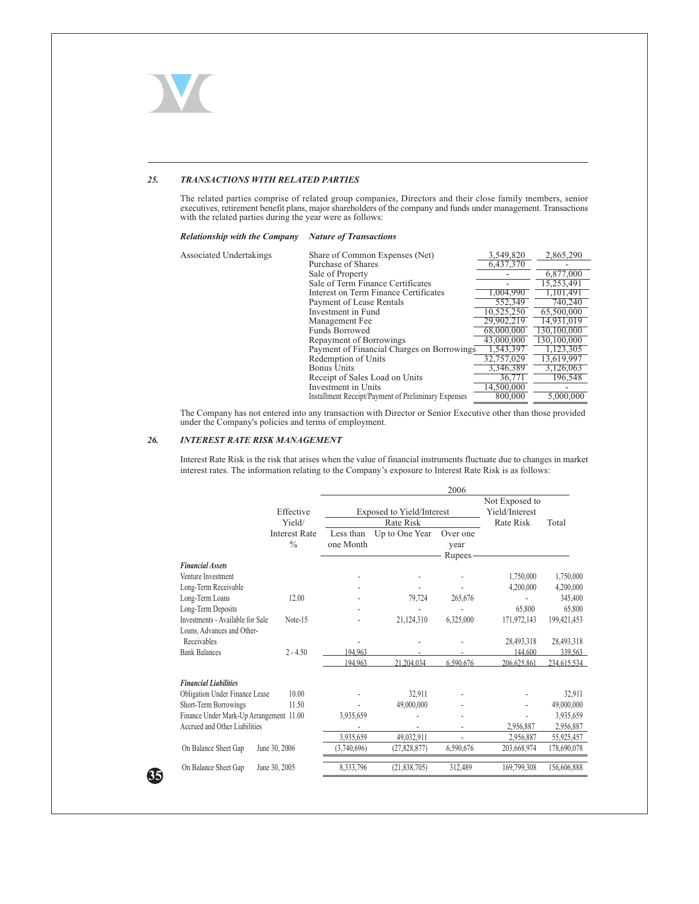## 25. *TRANSACTIONS WITH RELATED PARTIES*

The related parties comprise of related group companies, Directors and their close family members, senior executives, retirement benefit plans, major shareholders of the company and funds under management. Transactions with the related parties during the year were as follows:

| *Relationship with the Company* | *Nature of Transactions* | | |
|---|---|---|---|
| Associated Undertakings | Share of Common Expenses (Net) | 3,549,820 | 2,865,290 |
| | Purchase of Shares | 6,437,370 | - |
| | Sale of Property | - | 6,877,000 |
| | Sale of Term Finance Certificates | - | 15,253,491 |
| | Interest on Term Finance Certificates | 1,004,990 | 1,101,491 |
| | Payment of Lease Rentals | 552,349 | 740,240 |
| | Investment in Fund | 10,525,250 | 65,500,000 |
| | Management Fee | 29,902,219 | 14,931,019 |
| | Funds Borrowed | 68,000,000 | 130,100,000 |
| | Repayment of Borrowings | 43,000,000 | 130,100,000 |
| | Payment of Financial Charges on Borrowings | 1,543,397 | 1,123,305 |
| | Redemption of Units | 32,757,029 | 13,619,997 |
| | Bonus Units | 3,346,389 | 3,126,063 |
| | Receipt of Sales Load on Units | 36,771 | 196,548 |
| | Investment in Units | 14,500,000 | - |
| | Installment Receipt/Payment of Preliminary Expenses | 800,000 | 5,000,000 |

The Company has not entered into any transaction with Director or Senior Executive other than those provided under the Company's policies and terms of employment.

## 26. *INTEREST RATE RISK MANAGEMENT*

Interest Rate Risk is the risk that arises when the value of financial instruments fluctuate due to changes in market interest rates. The information relating to the Company's exposure to Interest Rate Risk is as follows:

| | | 2006 | | | | |
|---|---|---|---|---|---|---|
| | Effective Yield/ Interest Rate % | Exposed to Yield/Interest Rate Risk | | | Not Exposed to Yield/Interest Rate Risk | Total |
| | | Less than one Month | Up to One Year | Over one year | | |
| | | Rupees | | | | |
| ***Financial Assets*** | | | | | | |
| Venture Investment | | - | - | - | 1,750,000 | 1,750,000 |
| Long-Term Receivable | | - | - | - | 4,200,000 | 4,200,000 |
| Long-Term Loans | 12.00 | - | 79,724 | 265,676 | - | 345,400 |
| Long-Term Deposits | | - | - | - | 65,800 | 65,800 |
| Investments - Available for Sale | Note-15 | - | 21,124,310 | 6,325,000 | 171,972,143 | 199,421,453 |
| Loans, Advances and Other-Receivables | | - | - | - | 28,493,318 | 28,493,318 |
| Bank Balances | 2 - 4.50 | 194,963 | - | - | 144,600 | 339,563 |
| | | 194,963 | 21,204,034 | 6,590,676 | 206,625,861 | 234,615,534 |
| ***Financial Liabilities*** | | | | | | |
| Obligation Under Finance Lease | 10.00 | - | 32,911 | - | - | 32,911 |
| Short-Term Borrowings | 11.50 | - | 49,000,000 | - | - | 49,000,000 |
| Finance Under Mark-Up Arrangement | 11.00 | 3,935,659 | - | - | - | 3,935,659 |
| Accrued and Other Liabilities | | - | - | - | 2,956,887 | 2,956,887 |
| | | 3,935,659 | 49,032,911 | - | 2,956,887 | 55,925,457 |
| On Balance Sheet Gap | June 30, 2006 | (3,740,696) | (27,828,877) | 6,590,676 | 203,668,974 | 178,690,078 |
| On Balance Sheet Gap | June 30, 2005 | 8,333,796 | (21,838,705) | 312,489 | 169,799,308 | 156,606,888 |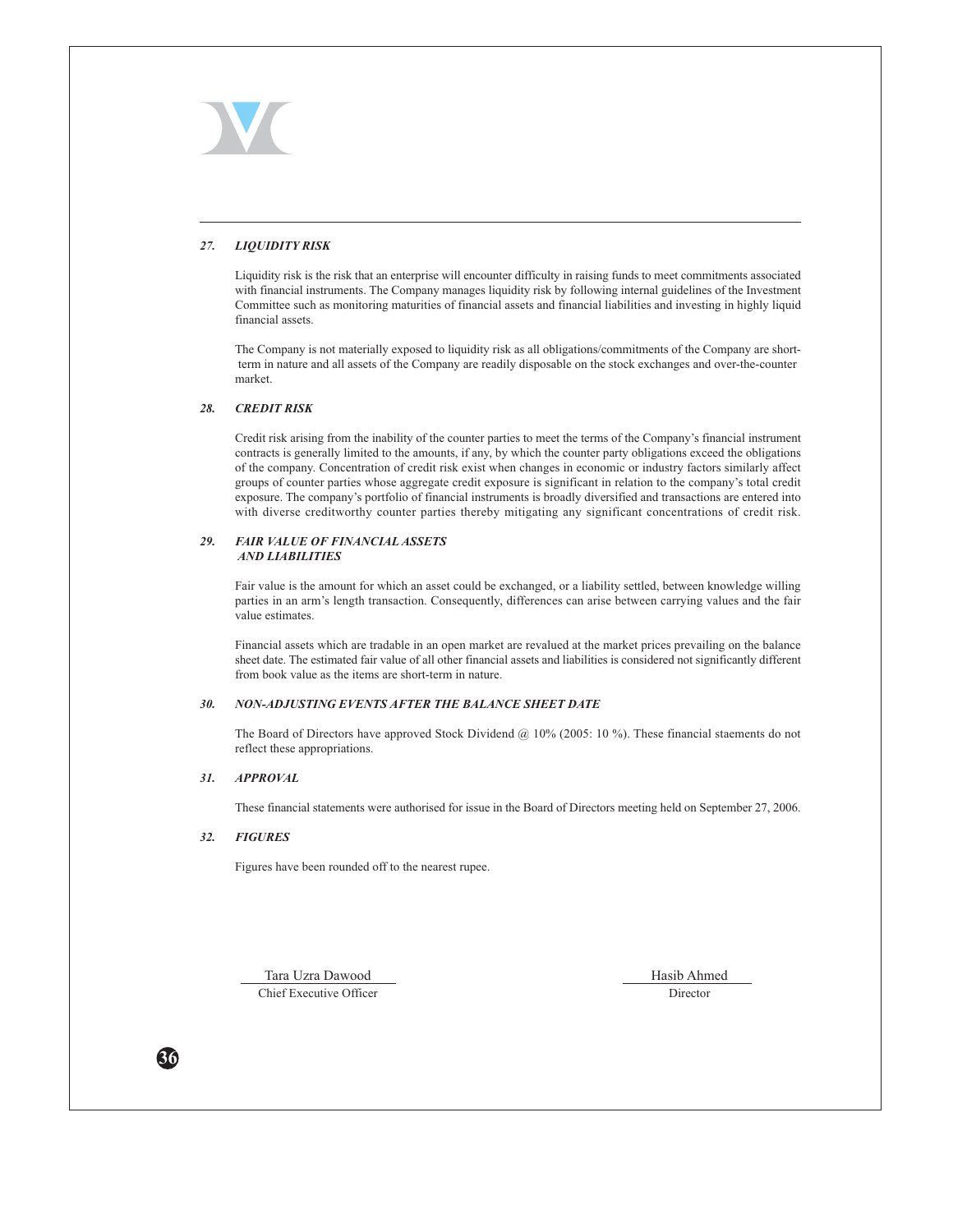### 27. *LIQUIDITY RISK*

Liquidity risk is the risk that an enterprise will encounter difficulty in raising funds to meet commitments associated with financial instruments. The Company manages liquidity risk by following internal guidelines of the Investment Committee such as monitoring maturities of financial assets and financial liabilities and investing in highly liquid financial assets.

The Company is not materially exposed to liquidity risk as all obligations/commitments of the Company are short-term in nature and all assets of the Company are readily disposable on the stock exchanges and over-the-counter market.

### 28. *CREDIT RISK*

Credit risk arising from the inability of the counter parties to meet the terms of the Company's financial instrument contracts is generally limited to the amounts, if any, by which the counter party obligations exceed the obligations of the company. Concentration of credit risk exist when changes in economic or industry factors similarly affect groups of counter parties whose aggregate credit exposure is significant in relation to the company's total credit exposure. The company's portfolio of financial instruments is broadly diversified and transactions are entered into with diverse creditworthy counter parties thereby mitigating any significant concentrations of credit risk.

### 29. *FAIR VALUE OF FINANCIAL ASSETS AND LIABILITIES*

Fair value is the amount for which an asset could be exchanged, or a liability settled, between knowledge willing parties in an arm's length transaction. Consequently, differences can arise between carrying values and the fair value estimates.

Financial assets which are tradable in an open market are revalued at the market prices prevailing on the balance sheet date. The estimated fair value of all other financial assets and liabilities is considered not significantly different from book value as the items are short-term in nature.

### 30. *NON-ADJUSTING EVENTS AFTER THE BALANCE SHEET DATE*

The Board of Directors have approved Stock Dividend @ 10% (2005: 10 %). These financial staements do not reflect these appropriations.

### 31. *APPROVAL*

These financial statements were authorised for issue in the Board of Directors meeting held on September 27, 2006.

### 32. *FIGURES*

Figures have been rounded off to the nearest rupee.

| Tara Uzra Dawood | Hasib Ahmed |
|---|---|
| Chief Executive Officer | Director |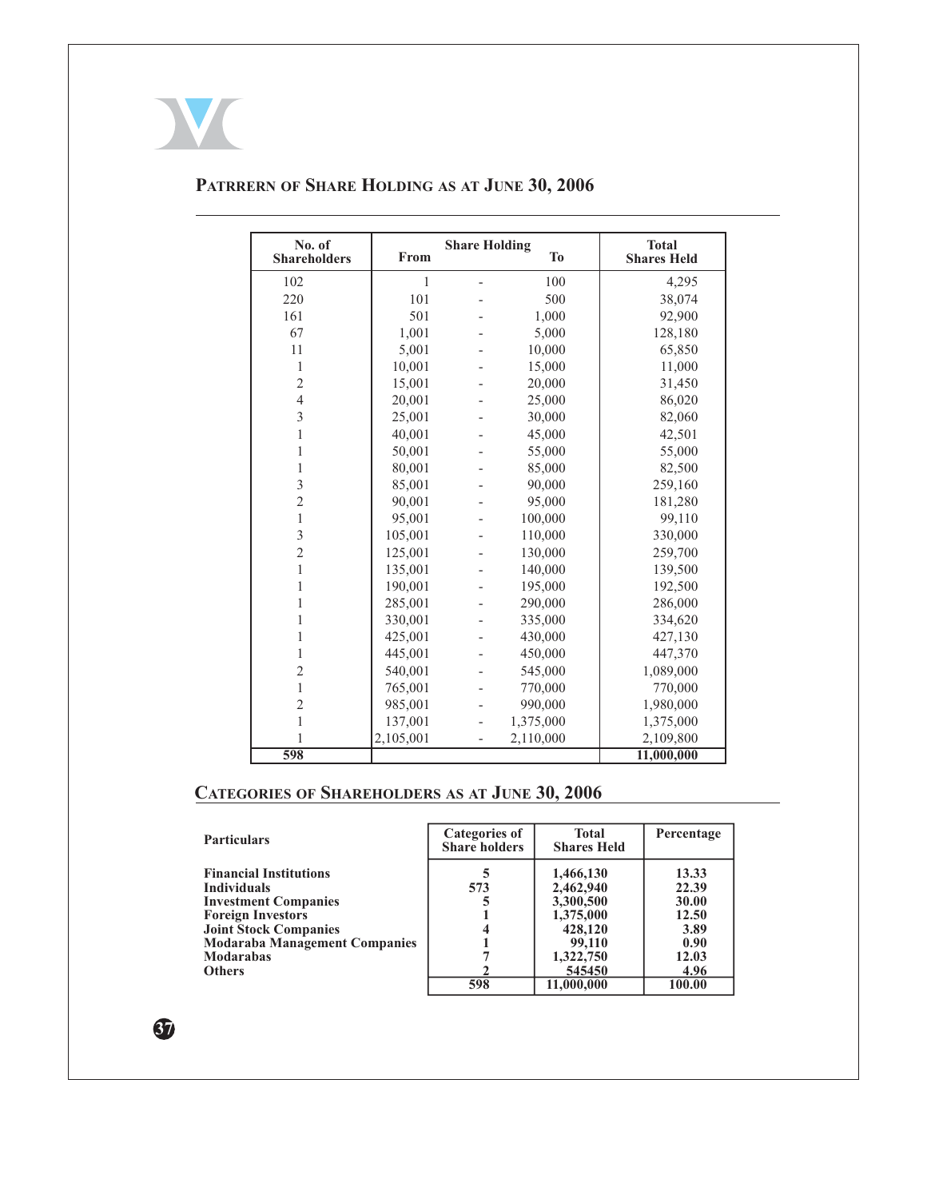## PATRRERN OF SHARE HOLDING AS AT JUNE 30, 2006

| No. of Shareholders | Share Holding From | | To | Total Shares Held |
|---|---|---|---|---|
| 102 | 1 | - | 100 | 4,295 |
| 220 | 101 | - | 500 | 38,074 |
| 161 | 501 | - | 1,000 | 92,900 |
| 67 | 1,001 | - | 5,000 | 128,180 |
| 11 | 5,001 | - | 10,000 | 65,850 |
| 1 | 10,001 | - | 15,000 | 11,000 |
| 2 | 15,001 | - | 20,000 | 31,450 |
| 4 | 20,001 | - | 25,000 | 86,020 |
| 3 | 25,001 | - | 30,000 | 82,060 |
| 1 | 40,001 | - | 45,000 | 42,501 |
| 1 | 50,001 | - | 55,000 | 55,000 |
| 1 | 80,001 | - | 85,000 | 82,500 |
| 3 | 85,001 | - | 90,000 | 259,160 |
| 2 | 90,001 | - | 95,000 | 181,280 |
| 1 | 95,001 | - | 100,000 | 99,110 |
| 3 | 105,001 | - | 110,000 | 330,000 |
| 2 | 125,001 | - | 130,000 | 259,700 |
| 1 | 135,001 | - | 140,000 | 139,500 |
| 1 | 190,001 | - | 195,000 | 192,500 |
| 1 | 285,001 | - | 290,000 | 286,000 |
| 1 | 330,001 | - | 335,000 | 334,620 |
| 1 | 425,001 | - | 430,000 | 427,130 |
| 1 | 445,001 | - | 450,000 | 447,370 |
| 2 | 540,001 | - | 545,000 | 1,089,000 |
| 1 | 765,001 | - | 770,000 | 770,000 |
| 2 | 985,001 | - | 990,000 | 1,980,000 |
| 1 | 137,001 | - | 1,375,000 | 1,375,000 |
| 1 | 2,105,001 | - | 2,110,000 | 2,109,800 |
| **598** | | | | **11,000,000** |

## CATEGORIES OF SHAREHOLDERS AS AT JUNE 30, 2006

| Particulars | Categories of Share holders | Total Shares Held | Percentage |
|---|---|---|---|
| **Financial Institutions** | **5** | **1,466,130** | **13.33** |
| **Individuals** | **573** | **2,462,940** | **22.39** |
| **Investment Companies** | **5** | **3,300,500** | **30.00** |
| **Foreign Investors** | **1** | **1,375,000** | **12.50** |
| **Joint Stock Companies** | **4** | **428,120** | **3.89** |
| **Modaraba Management Companies** | **1** | **99,110** | **0.90** |
| **Modarabas** | **7** | **1,322,750** | **12.03** |
| **Others** | **2** | **545450** | **4.96** |
| | **598** | **11,000,000** | **100.00** |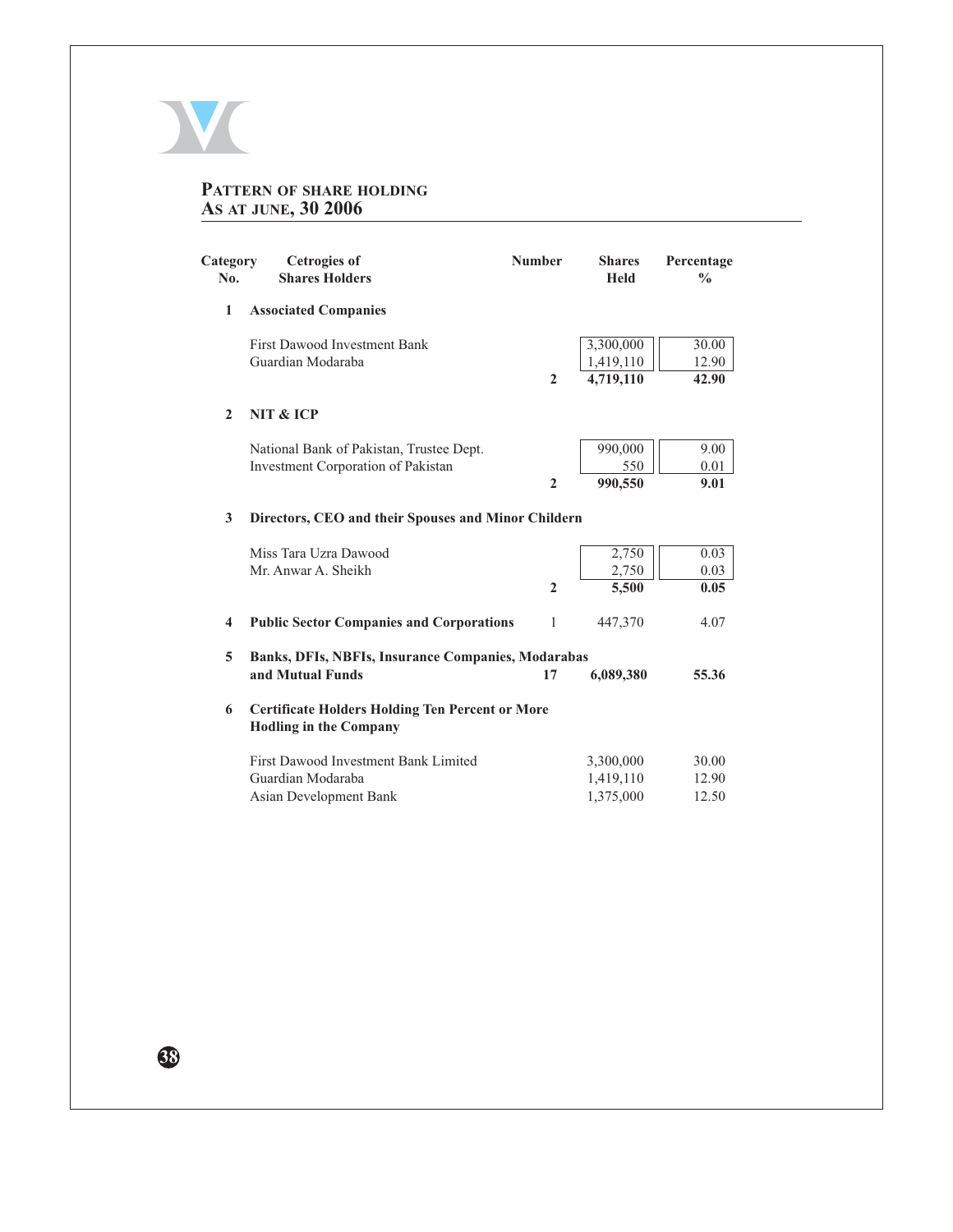## PATTERN OF SHARE HOLDING
## AS AT JUNE, 30 2006

| Category No. | Cetrogies of Shares Holders | Number | Shares Held | Percentage % |
|---|---|---|---|---|
| 1 | **Associated Companies** | | | |
| | First Dawood Investment Bank | | 3,300,000 | 30.00 |
| | Guardian Modaraba | | 1,419,110 | 12.90 |
| | | **2** | **4,719,110** | **42.90** |
| 2 | **NIT & ICP** | | | |
| | National Bank of Pakistan, Trustee Dept. | | 990,000 | 9.00 |
| | Investment Corporation of Pakistan | | 550 | 0.01 |
| | | **2** | **990,550** | **9.01** |
| 3 | **Directors, CEO and their Spouses and Minor Childern** | | | |
| | Miss Tara Uzra Dawood | | 2,750 | 0.03 |
| | Mr. Anwar A. Sheikh | | 2,750 | 0.03 |
| | | **2** | **5,500** | **0.05** |
| 4 | **Public Sector Companies and Corporations** | 1 | 447,370 | 4.07 |
| 5 | **Banks, DFIs, NBFIs, Insurance Companies, Modarabas and Mutual Funds** | **17** | **6,089,380** | **55.36** |
| 6 | **Certificate Holders Holding Ten Percent or More Hodling in the Company** | | | |
| | First Dawood Investment Bank Limited | | 3,300,000 | 30.00 |
| | Guardian Modaraba | | 1,419,110 | 12.90 |
| | Asian Development Bank | | 1,375,000 | 12.50 |